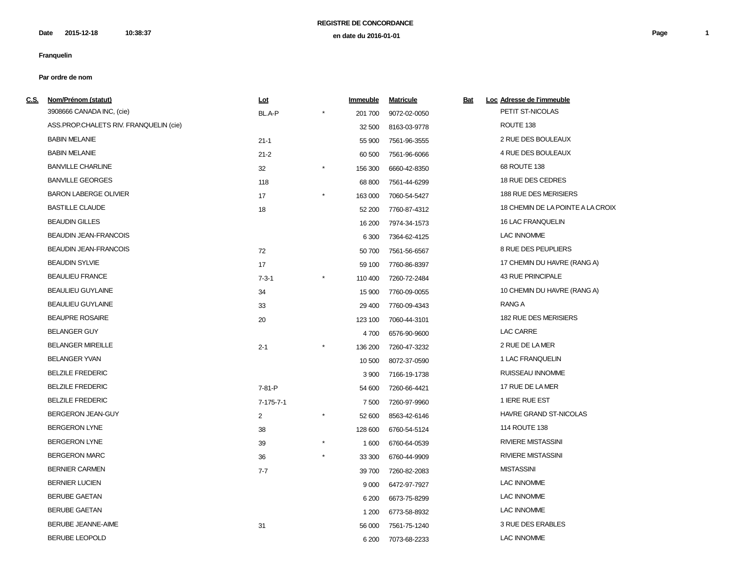**REGISTRE DE CONCORDANCE**

**en date du 2016-01-01**

**Date 2015-12-18 10:38:37**

**Franquelin**

**Par ordre de nom**

| C.S. | Nom/Prénom (statut) | Lot | | Immeuble | Matricule | Bat | Loc | Adresse de l'immeuble |
|---|---|---|---|---|---|---|---|---|
| | 3908666 CANADA INC, (cie) | BL.A-P | * | 201 700 | 9072-02-0050 | | | PETIT ST-NICOLAS |
| | ASS.PROP.CHALETS RIV. FRANQUELIN (cie) | | | 32 500 | 8163-03-9778 | | | ROUTE 138 |
| | BABIN MELANIE | 21-1 | | 55 900 | 7561-96-3555 | | | 2 RUE DES BOULEAUX |
| | BABIN MELANIE | 21-2 | | 60 500 | 7561-96-6066 | | | 4 RUE DES BOULEAUX |
| | BANVILLE CHARLINE | 32 | * | 156 300 | 6660-42-8350 | | | 68 ROUTE 138 |
| | BANVILLE GEORGES | 118 | | 68 800 | 7561-44-6299 | | | 18 RUE DES CEDRES |
| | BARON LABERGE OLIVIER | 17 | * | 163 000 | 7060-54-5427 | | | 188 RUE DES MERISIERS |
| | BASTILLE CLAUDE | 18 | | 52 200 | 7760-87-4312 | | | 18 CHEMIN DE LA POINTE A LA CROIX |
| | BEAUDIN GILLES | | | 16 200 | 7974-34-1573 | | | 16 LAC FRANQUELIN |
| | BEAUDIN JEAN-FRANCOIS | | | 6 300 | 7364-62-4125 | | | LAC INNOMME |
| | BEAUDIN JEAN-FRANCOIS | 72 | | 50 700 | 7561-56-6567 | | | 8 RUE DES PEUPLIERS |
| | BEAUDIN SYLVIE | 17 | | 59 100 | 7760-86-8397 | | | 17 CHEMIN DU HAVRE (RANG A) |
| | BEAULIEU FRANCE | 7-3-1 | * | 110 400 | 7260-72-2484 | | | 43 RUE PRINCIPALE |
| | BEAULIEU GUYLAINE | 34 | | 15 900 | 7760-09-0055 | | | 10 CHEMIN DU HAVRE (RANG A) |
| | BEAULIEU GUYLAINE | 33 | | 29 400 | 7760-09-4343 | | | RANG A |
| | BEAUPRE ROSAIRE | 20 | | 123 100 | 7060-44-3101 | | | 182 RUE DES MERISIERS |
| | BELANGER GUY | | | 4 700 | 6576-90-9600 | | | LAC CARRE |
| | BELANGER MIREILLE | 2-1 | * | 136 200 | 7260-47-3232 | | | 2 RUE DE LA MER |
| | BELANGER YVAN | | | 10 500 | 8072-37-0590 | | | 1 LAC FRANQUELIN |
| | BELZILE FREDERIC | | | 3 900 | 7166-19-1738 | | | RUISSEAU INNOMME |
| | BELZILE FREDERIC | 7-81-P | | 54 600 | 7260-66-4421 | | | 17 RUE DE LA MER |
| | BELZILE FREDERIC | 7-175-7-1 | | 7 500 | 7260-97-9960 | | | 1 IERE RUE EST |
| | BERGERON JEAN-GUY | 2 | * | 52 600 | 8563-42-6146 | | | HAVRE GRAND ST-NICOLAS |
| | BERGERON LYNE | 38 | | 128 600 | 6760-54-5124 | | | 114 ROUTE 138 |
| | BERGERON LYNE | 39 | * | 1 600 | 6760-64-0539 | | | RIVIERE MISTASSINI |
| | BERGERON MARC | 36 | * | 33 300 | 6760-44-9909 | | | RIVIERE MISTASSINI |
| | BERNIER CARMEN | 7-7 | | 39 700 | 7260-82-2083 | | | MISTASSINI |
| | BERNIER LUCIEN | | | 9 000 | 6472-97-7927 | | | LAC INNOMME |
| | BERUBE GAETAN | | | 6 200 | 6673-75-8299 | | | LAC INNOMME |
| | BERUBE GAETAN | | | 1 200 | 6773-58-8932 | | | LAC INNOMME |
| | BERUBE JEANNE-AIME | 31 | | 56 000 | 7561-75-1240 | | | 3 RUE DES ERABLES |
| | BERUBE LEOPOLD | | | 6 200 | 7073-68-2233 | | | LAC INNOMME |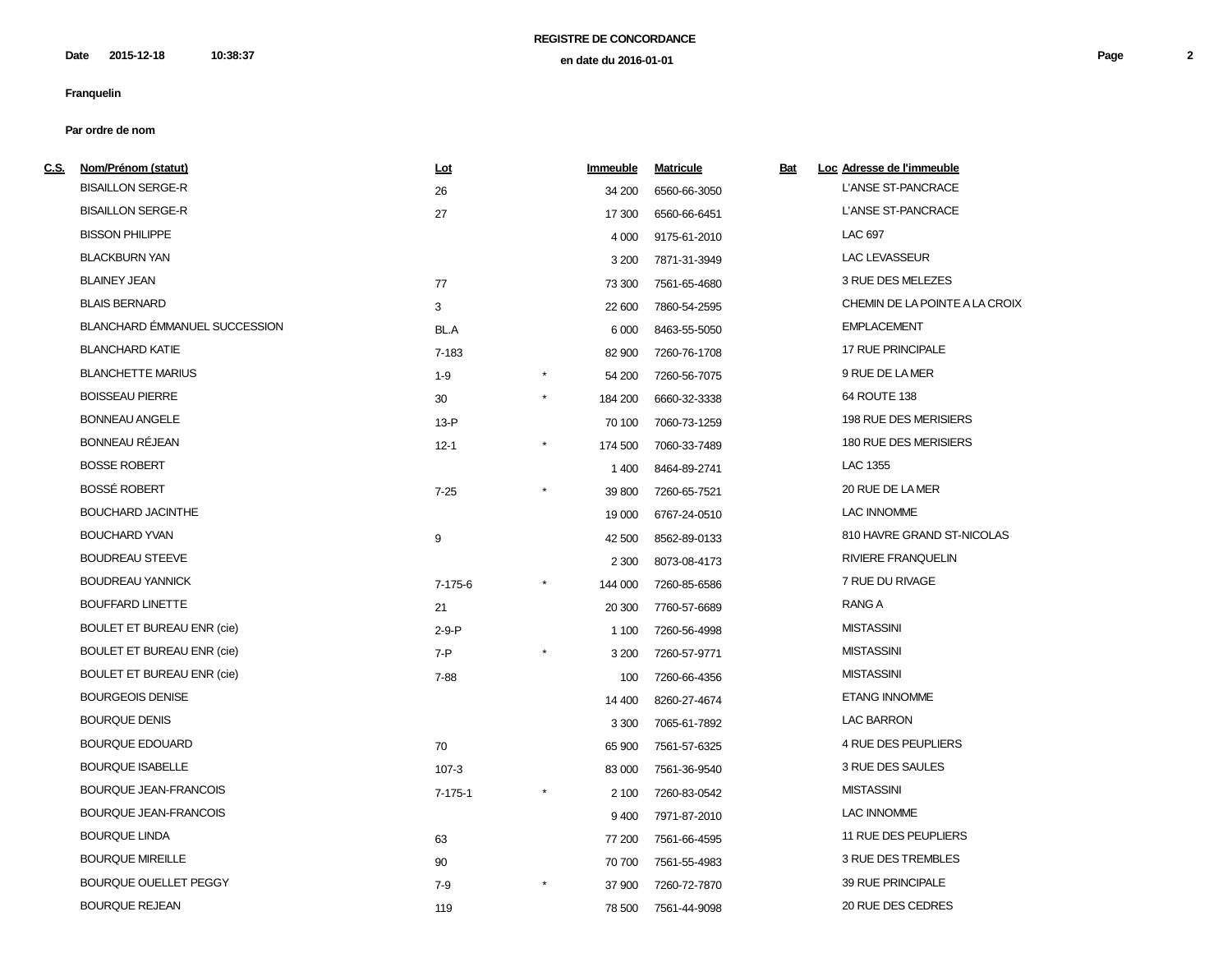**REGISTRE DE CONCORDANCE**

**en date du 2016-01-01**

**Date** **2015-12-18** **10:38:37**

**Franquelin**

**Par ordre de nom**

| C.S. | Nom/Prénom (statut) | Lot | | Immeuble | Matricule | Bat | Loc | Adresse de l'immeuble |
|---|---|---|---|---|---|---|---|---|
| | BISAILLON SERGE-R | 26 | | 34 200 | 6560-66-3050 | | | L'ANSE ST-PANCRACE |
| | BISAILLON SERGE-R | 27 | | 17 300 | 6560-66-6451 | | | L'ANSE ST-PANCRACE |
| | BISSON PHILIPPE | | | 4 000 | 9175-61-2010 | | | LAC 697 |
| | BLACKBURN YAN | | | 3 200 | 7871-31-3949 | | | LAC LEVASSEUR |
| | BLAINEY JEAN | 77 | | 73 300 | 7561-65-4680 | | | 3 RUE DES MELEZES |
| | BLAIS BERNARD | 3 | | 22 600 | 7860-54-2595 | | | CHEMIN DE LA POINTE A LA CROIX |
| | BLANCHARD ÉMMANUEL SUCCESSION | BL.A | | 6 000 | 8463-55-5050 | | | EMPLACEMENT |
| | BLANCHARD KATIE | 7-183 | | 82 900 | 7260-76-1708 | | | 17 RUE PRINCIPALE |
| | BLANCHETTE MARIUS | 1-9 | * | 54 200 | 7260-56-7075 | | | 9 RUE DE LA MER |
| | BOISSEAU PIERRE | 30 | * | 184 200 | 6660-32-3338 | | | 64 ROUTE 138 |
| | BONNEAU ANGELE | 13-P | | 70 100 | 7060-73-1259 | | | 198 RUE DES MERISIERS |
| | BONNEAU RÉJEAN | 12-1 | * | 174 500 | 7060-33-7489 | | | 180 RUE DES MERISIERS |
| | BOSSE ROBERT | | | 1 400 | 8464-89-2741 | | | LAC 1355 |
| | BOSSÉ ROBERT | 7-25 | * | 39 800 | 7260-65-7521 | | | 20 RUE DE LA MER |
| | BOUCHARD JACINTHE | | | 19 000 | 6767-24-0510 | | | LAC INNOMME |
| | BOUCHARD YVAN | 9 | | 42 500 | 8562-89-0133 | | | 810 HAVRE GRAND ST-NICOLAS |
| | BOUDREAU STEEVE | | | 2 300 | 8073-08-4173 | | | RIVIERE FRANQUELIN |
| | BOUDREAU YANNICK | 7-175-6 | * | 144 000 | 7260-85-6586 | | | 7 RUE DU RIVAGE |
| | BOUFFARD LINETTE | 21 | | 20 300 | 7760-57-6689 | | | RANG A |
| | BOULET ET BUREAU ENR (cie) | 2-9-P | | 1 100 | 7260-56-4998 | | | MISTASSINI |
| | BOULET ET BUREAU ENR (cie) | 7-P | * | 3 200 | 7260-57-9771 | | | MISTASSINI |
| | BOULET ET BUREAU ENR (cie) | 7-88 | | 100 | 7260-66-4356 | | | MISTASSINI |
| | BOURGEOIS DENISE | | | 14 400 | 8260-27-4674 | | | ETANG INNOMME |
| | BOURQUE DENIS | | | 3 300 | 7065-61-7892 | | | LAC BARRON |
| | BOURQUE EDOUARD | 70 | | 65 900 | 7561-57-6325 | | | 4 RUE DES PEUPLIERS |
| | BOURQUE ISABELLE | 107-3 | | 83 000 | 7561-36-9540 | | | 3 RUE DES SAULES |
| | BOURQUE JEAN-FRANCOIS | 7-175-1 | * | 2 100 | 7260-83-0542 | | | MISTASSINI |
| | BOURQUE JEAN-FRANCOIS | | | 9 400 | 7971-87-2010 | | | LAC INNOMME |
| | BOURQUE LINDA | 63 | | 77 200 | 7561-66-4595 | | | 11 RUE DES PEUPLIERS |
| | BOURQUE MIREILLE | 90 | | 70 700 | 7561-55-4983 | | | 3 RUE DES TREMBLES |
| | BOURQUE OUELLET PEGGY | 7-9 | * | 37 900 | 7260-72-7870 | | | 39 RUE PRINCIPALE |
| | BOURQUE REJEAN | 119 | | 78 500 | 7561-44-9098 | | | 20 RUE DES CEDRES |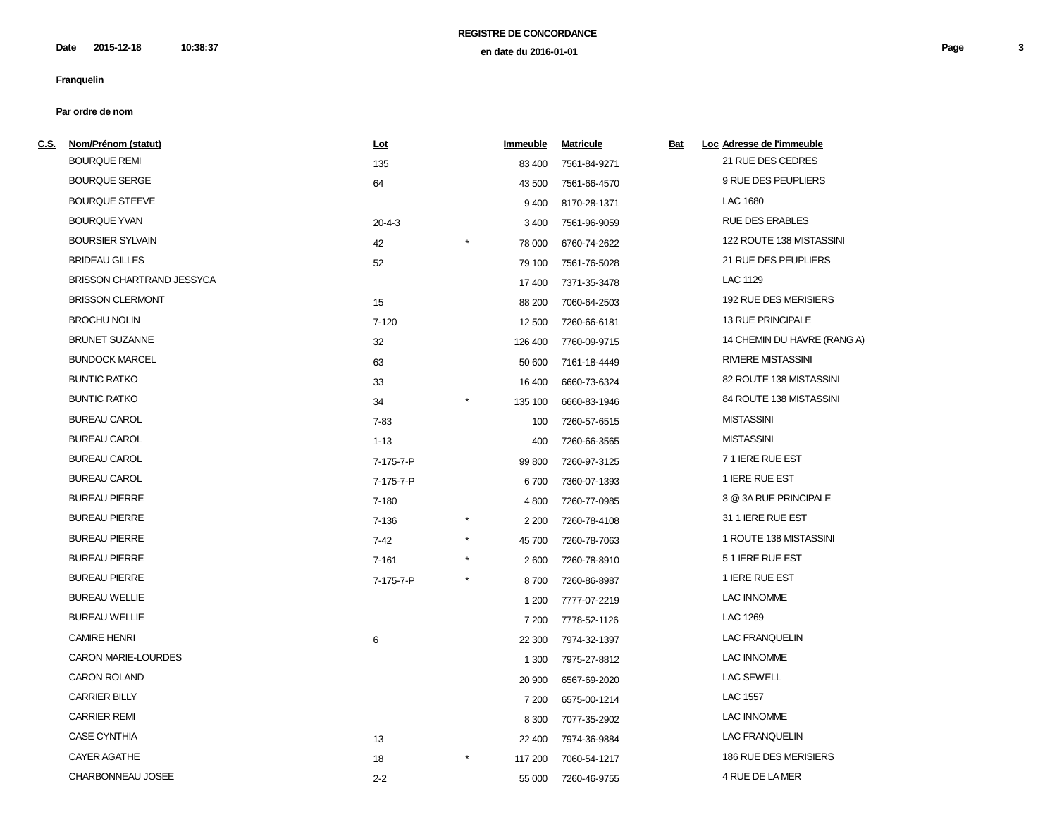**REGISTRE DE CONCORDANCE**

Date 2015-12-18 10:38:37

**en date du 2016-01-01**

**Franquelin**

**Par ordre de nom**

| C.S. | Nom/Prénom (statut) | Lot | | Immeuble | Matricule | Bat | Loc | Adresse de l'immeuble |
|---|---|---|---|---|---|---|---|---|
| | BOURQUE REMI | 135 | | 83 400 | 7561-84-9271 | | | 21 RUE DES CEDRES |
| | BOURQUE SERGE | 64 | | 43 500 | 7561-66-4570 | | | 9 RUE DES PEUPLIERS |
| | BOURQUE STEEVE | | | 9 400 | 8170-28-1371 | | | LAC 1680 |
| | BOURQUE YVAN | 20-4-3 | | 3 400 | 7561-96-9059 | | | RUE DES ERABLES |
| | BOURSIER SYLVAIN | 42 | * | 78 000 | 6760-74-2622 | | | 122 ROUTE 138 MISTASSINI |
| | BRIDEAU GILLES | 52 | | 79 100 | 7561-76-5028 | | | 21 RUE DES PEUPLIERS |
| | BRISSON CHARTRAND JESSYCA | | | 17 400 | 7371-35-3478 | | | LAC 1129 |
| | BRISSON CLERMONT | 15 | | 88 200 | 7060-64-2503 | | | 192 RUE DES MERISIERS |
| | BROCHU NOLIN | 7-120 | | 12 500 | 7260-66-6181 | | | 13 RUE PRINCIPALE |
| | BRUNET SUZANNE | 32 | | 126 400 | 7760-09-9715 | | | 14 CHEMIN DU HAVRE (RANG A) |
| | BUNDOCK MARCEL | 63 | | 50 600 | 7161-18-4449 | | | RIVIERE MISTASSINI |
| | BUNTIC RATKO | 33 | | 16 400 | 6660-73-6324 | | | 82 ROUTE 138 MISTASSINI |
| | BUNTIC RATKO | 34 | * | 135 100 | 6660-83-1946 | | | 84 ROUTE 138 MISTASSINI |
| | BUREAU CAROL | 7-83 | | 100 | 7260-57-6515 | | | MISTASSINI |
| | BUREAU CAROL | 1-13 | | 400 | 7260-66-3565 | | | MISTASSINI |
| | BUREAU CAROL | 7-175-7-P | | 99 800 | 7260-97-3125 | | | 7 1 IERE RUE EST |
| | BUREAU CAROL | 7-175-7-P | | 6 700 | 7360-07-1393 | | | 1 IERE RUE EST |
| | BUREAU PIERRE | 7-180 | | 4 800 | 7260-77-0985 | | | 3 @ 3A RUE PRINCIPALE |
| | BUREAU PIERRE | 7-136 | * | 2 200 | 7260-78-4108 | | | 31 1 IERE RUE EST |
| | BUREAU PIERRE | 7-42 | * | 45 700 | 7260-78-7063 | | | 1 ROUTE 138 MISTASSINI |
| | BUREAU PIERRE | 7-161 | * | 2 600 | 7260-78-8910 | | | 5 1 IERE RUE EST |
| | BUREAU PIERRE | 7-175-7-P | * | 8 700 | 7260-86-8987 | | | 1 IERE RUE EST |
| | BUREAU WELLIE | | | 1 200 | 7777-07-2219 | | | LAC INNOMME |
| | BUREAU WELLIE | | | 7 200 | 7778-52-1126 | | | LAC 1269 |
| | CAMIRE HENRI | 6 | | 22 300 | 7974-32-1397 | | | LAC FRANQUELIN |
| | CARON MARIE-LOURDES | | | 1 300 | 7975-27-8812 | | | LAC INNOMME |
| | CARON ROLAND | | | 20 900 | 6567-69-2020 | | | LAC SEWELL |
| | CARRIER BILLY | | | 7 200 | 6575-00-1214 | | | LAC 1557 |
| | CARRIER REMI | | | 8 300 | 7077-35-2902 | | | LAC INNOMME |
| | CASE CYNTHIA | 13 | | 22 400 | 7974-36-9884 | | | LAC FRANQUELIN |
| | CAYER AGATHE | 18 | * | 117 200 | 7060-54-1217 | | | 186 RUE DES MERISIERS |
| | CHARBONNEAU JOSEE | 2-2 | | 55 000 | 7260-46-9755 | | | 4 RUE DE LA MER |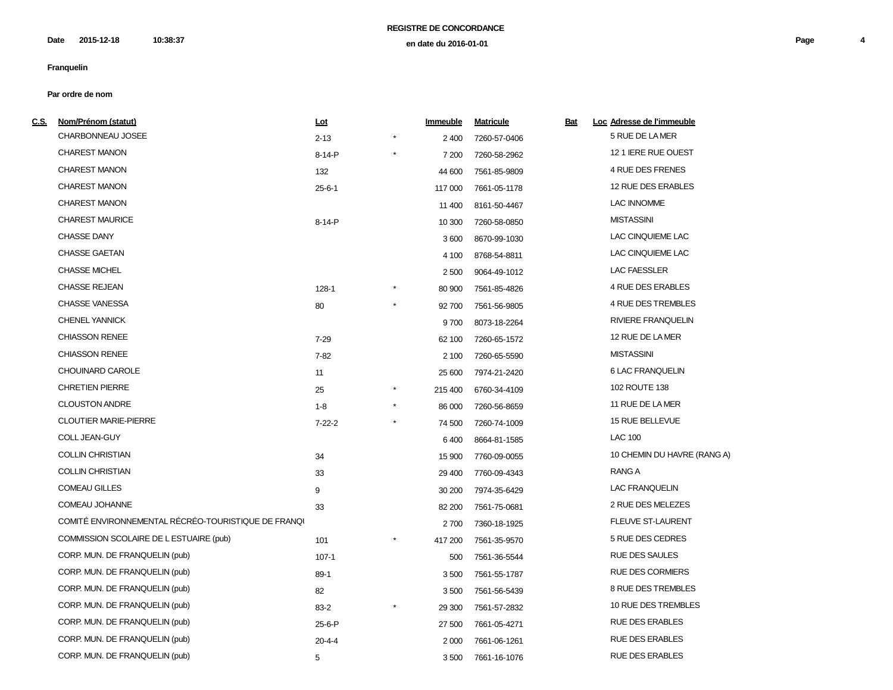**REGISTRE DE CONCORDANCE**

**en date du 2016-01-01**

**Date 2015-12-18 10:38:37**

**Franquelin**

**Par ordre de nom**

| C.S. | Nom/Prénom (statut) | Lot | | Immeuble | Matricule | Bat | Loc | Adresse de l'immeuble |
|---|---|---|---|---|---|---|---|---|
| | CHARBONNEAU JOSEE | 2-13 | * | 2 400 | 7260-57-0406 | | | 5 RUE DE LA MER |
| | CHAREST MANON | 8-14-P | * | 7 200 | 7260-58-2962 | | | 12 1 IERE RUE OUEST |
| | CHAREST MANON | 132 | | 44 600 | 7561-85-9809 | | | 4 RUE DES FRENES |
| | CHAREST MANON | 25-6-1 | | 117 000 | 7661-05-1178 | | | 12 RUE DES ERABLES |
| | CHAREST MANON | | | 11 400 | 8161-50-4467 | | | LAC INNOMME |
| | CHAREST MAURICE | 8-14-P | | 10 300 | 7260-58-0850 | | | MISTASSINI |
| | CHASSE DANY | | | 3 600 | 8670-99-1030 | | | LAC CINQUIEME LAC |
| | CHASSE GAETAN | | | 4 100 | 8768-54-8811 | | | LAC CINQUIEME LAC |
| | CHASSE MICHEL | | | 2 500 | 9064-49-1012 | | | LAC FAESSLER |
| | CHASSE REJEAN | 128-1 | * | 80 900 | 7561-85-4826 | | | 4 RUE DES ERABLES |
| | CHASSE VANESSA | 80 | * | 92 700 | 7561-56-9805 | | | 4 RUE DES TREMBLES |
| | CHENEL YANNICK | | | 9 700 | 8073-18-2264 | | | RIVIERE FRANQUELIN |
| | CHIASSON RENEE | 7-29 | | 62 100 | 7260-65-1572 | | | 12 RUE DE LA MER |
| | CHIASSON RENEE | 7-82 | | 2 100 | 7260-65-5590 | | | MISTASSINI |
| | CHOUINARD CAROLE | 11 | | 25 600 | 7974-21-2420 | | | 6 LAC FRANQUELIN |
| | CHRETIEN PIERRE | 25 | * | 215 400 | 6760-34-4109 | | | 102 ROUTE 138 |
| | CLOUSTON ANDRE | 1-8 | * | 86 000 | 7260-56-8659 | | | 11 RUE DE LA MER |
| | CLOUTIER MARIE-PIERRE | 7-22-2 | * | 74 500 | 7260-74-1009 | | | 15 RUE BELLEVUE |
| | COLL JEAN-GUY | | | 6 400 | 8664-81-1585 | | | LAC 100 |
| | COLLIN CHRISTIAN | 34 | | 15 900 | 7760-09-0055 | | | 10 CHEMIN DU HAVRE (RANG A) |
| | COLLIN CHRISTIAN | 33 | | 29 400 | 7760-09-4343 | | | RANG A |
| | COMEAU GILLES | 9 | | 30 200 | 7974-35-6429 | | | LAC FRANQUELIN |
| | COMEAU JOHANNE | 33 | | 82 200 | 7561-75-0681 | | | 2 RUE DES MELEZES |
| | COMITÉ ENVIRONNEMENTAL RÉCRÉO-TOURISTIQUE DE FRANQU | | | 2 700 | 7360-18-1925 | | | FLEUVE ST-LAURENT |
| | COMMISSION SCOLAIRE DE L ESTUAIRE (pub) | 101 | * | 417 200 | 7561-35-9570 | | | 5 RUE DES CEDRES |
| | CORP. MUN. DE FRANQUELIN (pub) | 107-1 | | 500 | 7561-36-5544 | | | RUE DES SAULES |
| | CORP. MUN. DE FRANQUELIN (pub) | 89-1 | | 3 500 | 7561-55-1787 | | | RUE DES CORMIERS |
| | CORP. MUN. DE FRANQUELIN (pub) | 82 | | 3 500 | 7561-56-5439 | | | 8 RUE DES TREMBLES |
| | CORP. MUN. DE FRANQUELIN (pub) | 83-2 | * | 29 300 | 7561-57-2832 | | | 10 RUE DES TREMBLES |
| | CORP. MUN. DE FRANQUELIN (pub) | 25-6-P | | 27 500 | 7661-05-4271 | | | RUE DES ERABLES |
| | CORP. MUN. DE FRANQUELIN (pub) | 20-4-4 | | 2 000 | 7661-06-1261 | | | RUE DES ERABLES |
| | CORP. MUN. DE FRANQUELIN (pub) | 5 | | 3 500 | 7661-16-1076 | | | RUE DES ERABLES |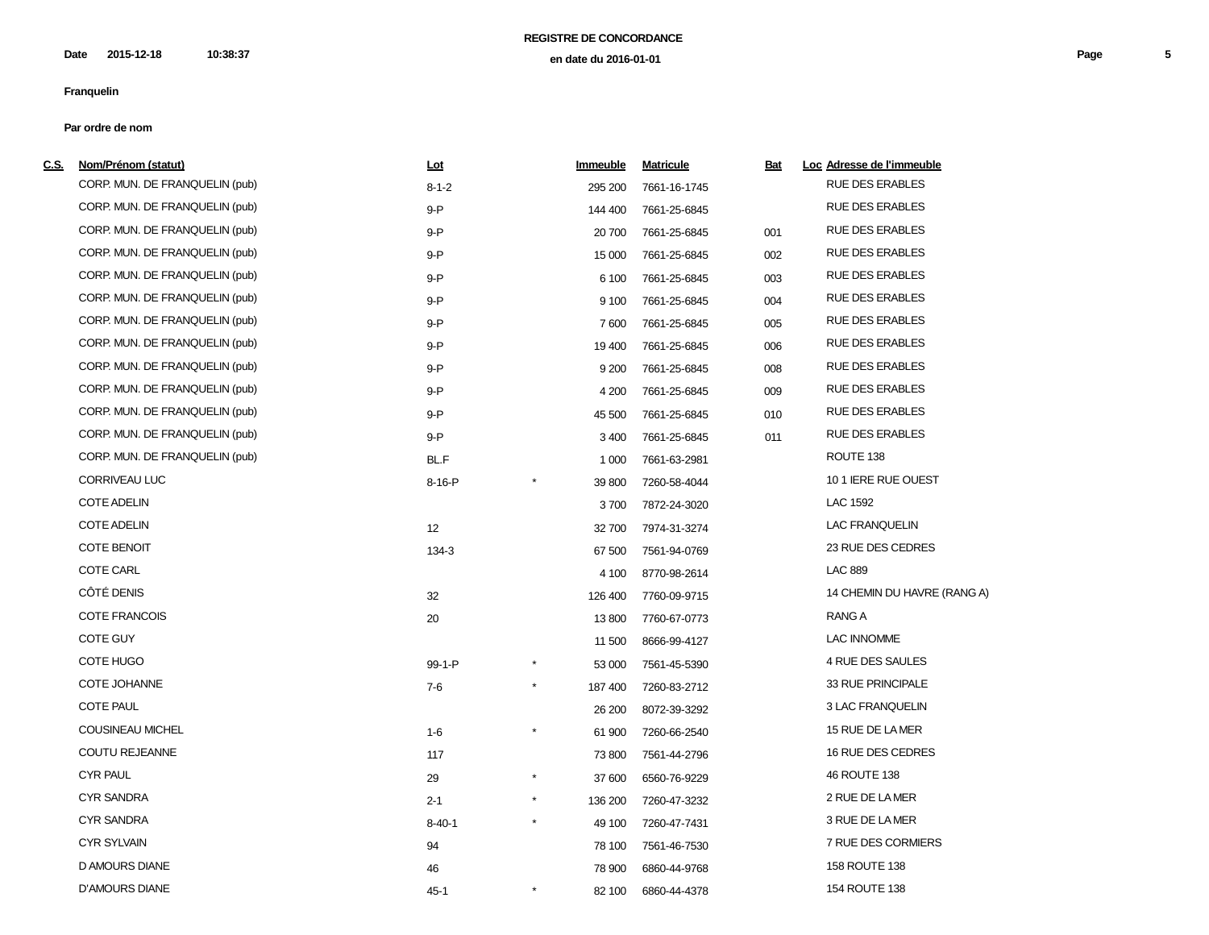# REGISTRE DE CONCORDANCE

en date du 2016-01-01

Date 2015-12-18 10:38:37

**Franquelin**

**Par ordre de nom**

| C.S. | Nom/Prénom (statut) | Lot | | Immeuble | Matricule | Bat | Loc | Adresse de l'immeuble |
|---|---|---|---|---|---|---|---|---|
| | CORP. MUN. DE FRANQUELIN (pub) | 8-1-2 | | 295 200 | 7661-16-1745 | | | RUE DES ERABLES |
| | CORP. MUN. DE FRANQUELIN (pub) | 9-P | | 144 400 | 7661-25-6845 | | | RUE DES ERABLES |
| | CORP. MUN. DE FRANQUELIN (pub) | 9-P | | 20 700 | 7661-25-6845 | 001 | | RUE DES ERABLES |
| | CORP. MUN. DE FRANQUELIN (pub) | 9-P | | 15 000 | 7661-25-6845 | 002 | | RUE DES ERABLES |
| | CORP. MUN. DE FRANQUELIN (pub) | 9-P | | 6 100 | 7661-25-6845 | 003 | | RUE DES ERABLES |
| | CORP. MUN. DE FRANQUELIN (pub) | 9-P | | 9 100 | 7661-25-6845 | 004 | | RUE DES ERABLES |
| | CORP. MUN. DE FRANQUELIN (pub) | 9-P | | 7 600 | 7661-25-6845 | 005 | | RUE DES ERABLES |
| | CORP. MUN. DE FRANQUELIN (pub) | 9-P | | 19 400 | 7661-25-6845 | 006 | | RUE DES ERABLES |
| | CORP. MUN. DE FRANQUELIN (pub) | 9-P | | 9 200 | 7661-25-6845 | 008 | | RUE DES ERABLES |
| | CORP. MUN. DE FRANQUELIN (pub) | 9-P | | 4 200 | 7661-25-6845 | 009 | | RUE DES ERABLES |
| | CORP. MUN. DE FRANQUELIN (pub) | 9-P | | 45 500 | 7661-25-6845 | 010 | | RUE DES ERABLES |
| | CORP. MUN. DE FRANQUELIN (pub) | 9-P | | 3 400 | 7661-25-6845 | 011 | | RUE DES ERABLES |
| | CORP. MUN. DE FRANQUELIN (pub) | BL.F | | 1 000 | 7661-63-2981 | | | ROUTE 138 |
| | CORRIVEAU LUC | 8-16-P | * | 39 800 | 7260-58-4044 | | | 10 1 IERE RUE OUEST |
| | COTE ADELIN | | | 3 700 | 7872-24-3020 | | | LAC 1592 |
| | COTE ADELIN | 12 | | 32 700 | 7974-31-3274 | | | LAC FRANQUELIN |
| | COTE BENOIT | 134-3 | | 67 500 | 7561-94-0769 | | | 23 RUE DES CEDRES |
| | COTE CARL | | | 4 100 | 8770-98-2614 | | | LAC 889 |
| | CÔTÉ DENIS | 32 | | 126 400 | 7760-09-9715 | | | 14 CHEMIN DU HAVRE (RANG A) |
| | COTE FRANCOIS | 20 | | 13 800 | 7760-67-0773 | | | RANG A |
| | COTE GUY | | | 11 500 | 8666-99-4127 | | | LAC INNOMME |
| | COTE HUGO | 99-1-P | * | 53 000 | 7561-45-5390 | | | 4 RUE DES SAULES |
| | COTE JOHANNE | 7-6 | * | 187 400 | 7260-83-2712 | | | 33 RUE PRINCIPALE |
| | COTE PAUL | | | 26 200 | 8072-39-3292 | | | 3 LAC FRANQUELIN |
| | COUSINEAU MICHEL | 1-6 | * | 61 900 | 7260-66-2540 | | | 15 RUE DE LA MER |
| | COUTU REJEANNE | 117 | | 73 800 | 7561-44-2796 | | | 16 RUE DES CEDRES |
| | CYR PAUL | 29 | * | 37 600 | 6560-76-9229 | | | 46 ROUTE 138 |
| | CYR SANDRA | 2-1 | * | 136 200 | 7260-47-3232 | | | 2 RUE DE LA MER |
| | CYR SANDRA | 8-40-1 | * | 49 100 | 7260-47-7431 | | | 3 RUE DE LA MER |
| | CYR SYLVAIN | 94 | | 78 100 | 7561-46-7530 | | | 7 RUE DES CORMIERS |
| | D AMOURS DIANE | 46 | | 78 900 | 6860-44-9768 | | | 158 ROUTE 138 |
| | D'AMOURS DIANE | 45-1 | * | 82 100 | 6860-44-4378 | | | 154 ROUTE 138 |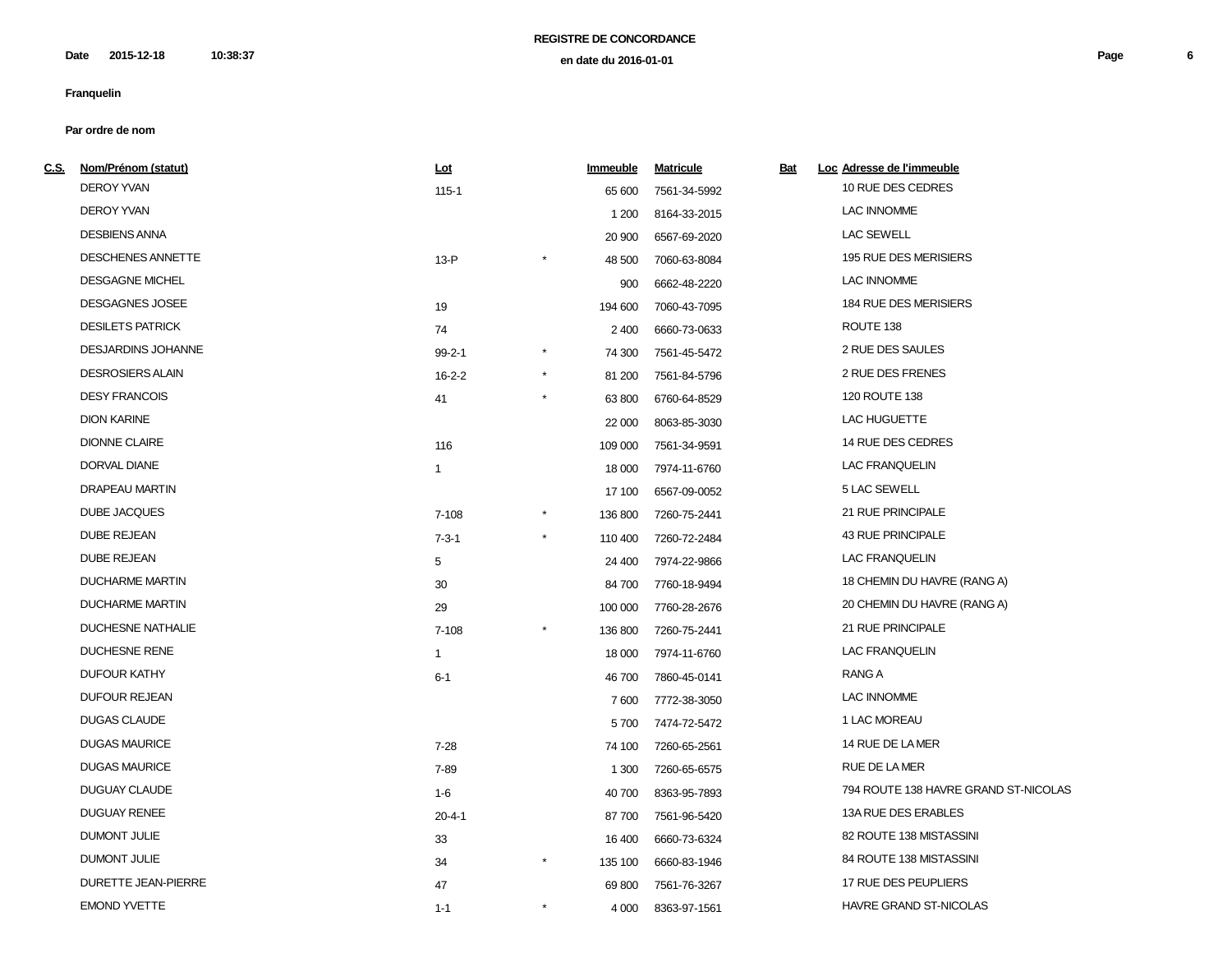**REGISTRE DE CONCORDANCE**

**en date du 2016-01-01**

**Date** 2015-12-18 10:38:37

**Franquelin**

**Par ordre de nom**

| C.S. | Nom/Prénom (statut) | Lot | | Immeuble | Matricule | Bat | Loc | Adresse de l'immeuble |
|---|---|---|---|---|---|---|---|---|
| | DEROY YVAN | 115-1 | | 65 600 | 7561-34-5992 | | | 10 RUE DES CEDRES |
| | DEROY YVAN | | | 1 200 | 8164-33-2015 | | | LAC INNOMME |
| | DESBIENS ANNA | | | 20 900 | 6567-69-2020 | | | LAC SEWELL |
| | DESCHENES ANNETTE | 13-P | * | 48 500 | 7060-63-8084 | | | 195 RUE DES MERISIERS |
| | DESGAGNE MICHEL | | | 900 | 6662-48-2220 | | | LAC INNOMME |
| | DESGAGNES JOSEE | 19 | | 194 600 | 7060-43-7095 | | | 184 RUE DES MERISIERS |
| | DESILETS PATRICK | 74 | | 2 400 | 6660-73-0633 | | | ROUTE 138 |
| | DESJARDINS JOHANNE | 99-2-1 | * | 74 300 | 7561-45-5472 | | | 2 RUE DES SAULES |
| | DESROSIERS ALAIN | 16-2-2 | * | 81 200 | 7561-84-5796 | | | 2 RUE DES FRENES |
| | DESY FRANCOIS | 41 | * | 63 800 | 6760-64-8529 | | | 120 ROUTE 138 |
| | DION KARINE | | | 22 000 | 8063-85-3030 | | | LAC HUGUETTE |
| | DIONNE CLAIRE | 116 | | 109 000 | 7561-34-9591 | | | 14 RUE DES CEDRES |
| | DORVAL DIANE | 1 | | 18 000 | 7974-11-6760 | | | LAC FRANQUELIN |
| | DRAPEAU MARTIN | | | 17 100 | 6567-09-0052 | | | 5 LAC SEWELL |
| | DUBE JACQUES | 7-108 | * | 136 800 | 7260-75-2441 | | | 21 RUE PRINCIPALE |
| | DUBE REJEAN | 7-3-1 | * | 110 400 | 7260-72-2484 | | | 43 RUE PRINCIPALE |
| | DUBE REJEAN | 5 | | 24 400 | 7974-22-9866 | | | LAC FRANQUELIN |
| | DUCHARME MARTIN | 30 | | 84 700 | 7760-18-9494 | | | 18 CHEMIN DU HAVRE (RANG A) |
| | DUCHARME MARTIN | 29 | | 100 000 | 7760-28-2676 | | | 20 CHEMIN DU HAVRE (RANG A) |
| | DUCHESNE NATHALIE | 7-108 | * | 136 800 | 7260-75-2441 | | | 21 RUE PRINCIPALE |
| | DUCHESNE RENE | 1 | | 18 000 | 7974-11-6760 | | | LAC FRANQUELIN |
| | DUFOUR KATHY | 6-1 | | 46 700 | 7860-45-0141 | | | RANG A |
| | DUFOUR REJEAN | | | 7 600 | 7772-38-3050 | | | LAC INNOMME |
| | DUGAS CLAUDE | | | 5 700 | 7474-72-5472 | | | 1 LAC MOREAU |
| | DUGAS MAURICE | 7-28 | | 74 100 | 7260-65-2561 | | | 14 RUE DE LA MER |
| | DUGAS MAURICE | 7-89 | | 1 300 | 7260-65-6575 | | | RUE DE LA MER |
| | DUGUAY CLAUDE | 1-6 | | 40 700 | 8363-95-7893 | | | 794 ROUTE 138 HAVRE GRAND ST-NICOLAS |
| | DUGUAY RENEE | 20-4-1 | | 87 700 | 7561-96-5420 | | | 13A RUE DES ERABLES |
| | DUMONT JULIE | 33 | | 16 400 | 6660-73-6324 | | | 82 ROUTE 138 MISTASSINI |
| | DUMONT JULIE | 34 | * | 135 100 | 6660-83-1946 | | | 84 ROUTE 138 MISTASSINI |
| | DURETTE JEAN-PIERRE | 47 | | 69 800 | 7561-76-3267 | | | 17 RUE DES PEUPLIERS |
| | EMOND YVETTE | 1-1 | * | 4 000 | 8363-97-1561 | | | HAVRE GRAND ST-NICOLAS |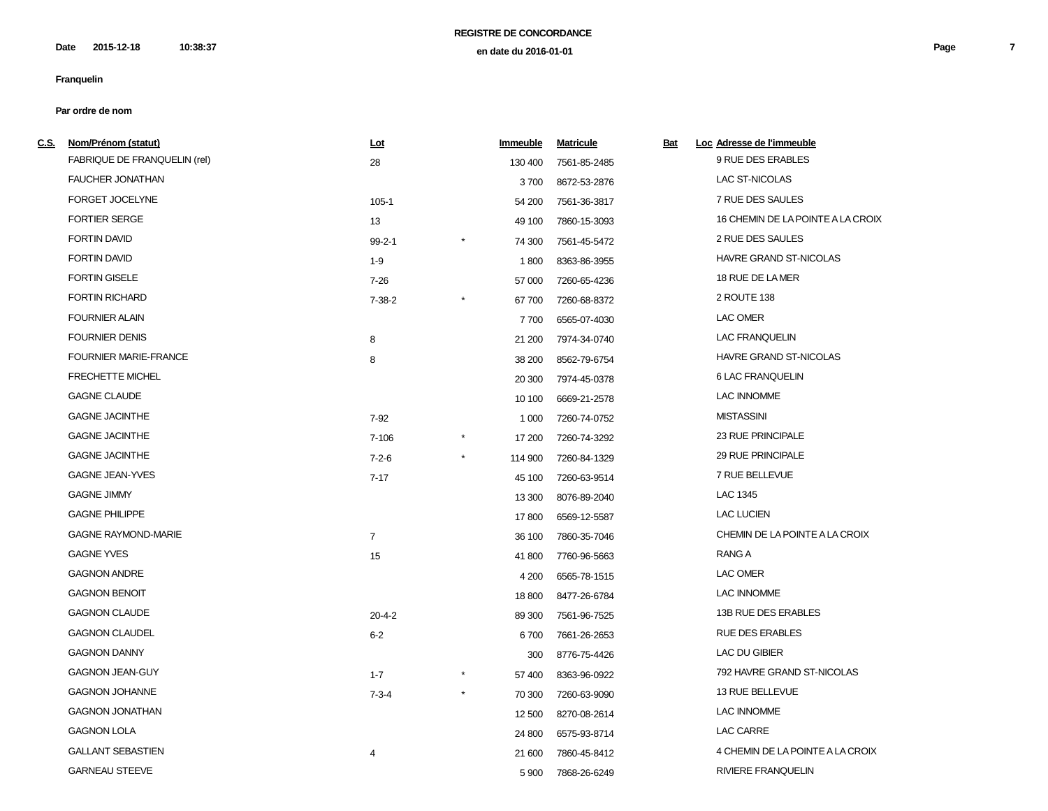**REGISTRE DE CONCORDANCE**

**en date du 2016-01-01**

**Date** **2015-12-18** **10:38:37**

**Franquelin**

**Par ordre de nom**

| C.S. | Nom/Prénom (statut) | Lot | | Immeuble | Matricule | Bat | Loc | Adresse de l'immeuble |
|---|---|---|---|---|---|---|---|---|
| | FABRIQUE DE FRANQUELIN (rel) | 28 | | 130 400 | 7561-85-2485 | | | 9 RUE DES ERABLES |
| | FAUCHER JONATHAN | | | 3 700 | 8672-53-2876 | | | LAC ST-NICOLAS |
| | FORGET JOCELYNE | 105-1 | | 54 200 | 7561-36-3817 | | | 7 RUE DES SAULES |
| | FORTIER SERGE | 13 | | 49 100 | 7860-15-3093 | | | 16 CHEMIN DE LA POINTE A LA CROIX |
| | FORTIN DAVID | 99-2-1 | * | 74 300 | 7561-45-5472 | | | 2 RUE DES SAULES |
| | FORTIN DAVID | 1-9 | | 1 800 | 8363-86-3955 | | | HAVRE GRAND ST-NICOLAS |
| | FORTIN GISELE | 7-26 | | 57 000 | 7260-65-4236 | | | 18 RUE DE LA MER |
| | FORTIN RICHARD | 7-38-2 | * | 67 700 | 7260-68-8372 | | | 2 ROUTE 138 |
| | FOURNIER ALAIN | | | 7 700 | 6565-07-4030 | | | LAC OMER |
| | FOURNIER DENIS | 8 | | 21 200 | 7974-34-0740 | | | LAC FRANQUELIN |
| | FOURNIER MARIE-FRANCE | 8 | | 38 200 | 8562-79-6754 | | | HAVRE GRAND ST-NICOLAS |
| | FRECHETTE MICHEL | | | 20 300 | 7974-45-0378 | | | 6 LAC FRANQUELIN |
| | GAGNE CLAUDE | | | 10 100 | 6669-21-2578 | | | LAC INNOMME |
| | GAGNE JACINTHE | 7-92 | | 1 000 | 7260-74-0752 | | | MISTASSINI |
| | GAGNE JACINTHE | 7-106 | * | 17 200 | 7260-74-3292 | | | 23 RUE PRINCIPALE |
| | GAGNE JACINTHE | 7-2-6 | * | 114 900 | 7260-84-1329 | | | 29 RUE PRINCIPALE |
| | GAGNE JEAN-YVES | 7-17 | | 45 100 | 7260-63-9514 | | | 7 RUE BELLEVUE |
| | GAGNE JIMMY | | | 13 300 | 8076-89-2040 | | | LAC 1345 |
| | GAGNE PHILIPPE | | | 17 800 | 6569-12-5587 | | | LAC LUCIEN |
| | GAGNE RAYMOND-MARIE | 7 | | 36 100 | 7860-35-7046 | | | CHEMIN DE LA POINTE A LA CROIX |
| | GAGNE YVES | 15 | | 41 800 | 7760-96-5663 | | | RANG A |
| | GAGNON ANDRE | | | 4 200 | 6565-78-1515 | | | LAC OMER |
| | GAGNON BENOIT | | | 18 800 | 8477-26-6784 | | | LAC INNOMME |
| | GAGNON CLAUDE | 20-4-2 | | 89 300 | 7561-96-7525 | | | 13B RUE DES ERABLES |
| | GAGNON CLAUDEL | 6-2 | | 6 700 | 7661-26-2653 | | | RUE DES ERABLES |
| | GAGNON DANNY | | | 300 | 8776-75-4426 | | | LAC DU GIBIER |
| | GAGNON JEAN-GUY | 1-7 | * | 57 400 | 8363-96-0922 | | | 792 HAVRE GRAND ST-NICOLAS |
| | GAGNON JOHANNE | 7-3-4 | * | 70 300 | 7260-63-9090 | | | 13 RUE BELLEVUE |
| | GAGNON JONATHAN | | | 12 500 | 8270-08-2614 | | | LAC INNOMME |
| | GAGNON LOLA | | | 24 800 | 6575-93-8714 | | | LAC CARRE |
| | GALLANT SEBASTIEN | 4 | | 21 600 | 7860-45-8412 | | | 4 CHEMIN DE LA POINTE A LA CROIX |
| | GARNEAU STEEVE | | | 5 900 | 7868-26-6249 | | | RIVIERE FRANQUELIN |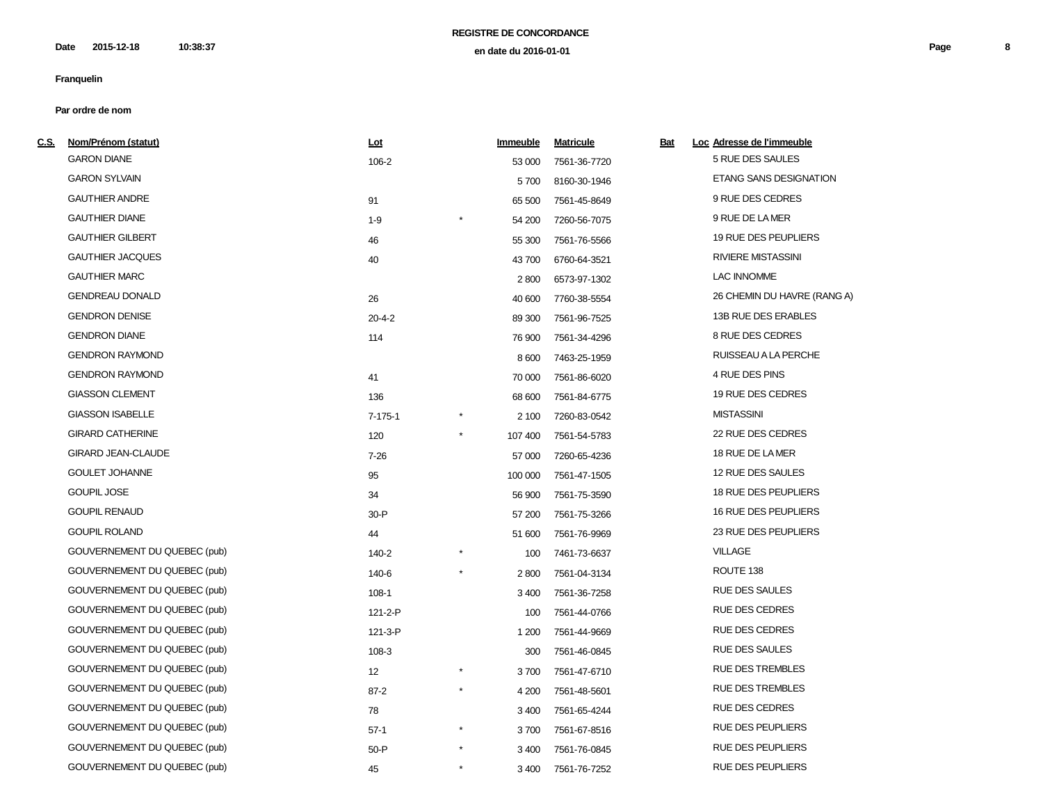**REGISTRE DE CONCORDANCE**

**en date du 2016-01-01**

**Date 2015-12-18 10:38:37**

**Franquelin**

**Par ordre de nom**

| C.S. | Nom/Prénom (statut) | Lot | | Immeuble | Matricule | Bat | Loc | Adresse de l'immeuble |
|---|---|---|---|---|---|---|---|---|
| | GARON DIANE | 106-2 | | 53 000 | 7561-36-7720 | | | 5 RUE DES SAULES |
| | GARON SYLVAIN | | | 5 700 | 8160-30-1946 | | | ETANG SANS DESIGNATION |
| | GAUTHIER ANDRE | 91 | | 65 500 | 7561-45-8649 | | | 9 RUE DES CEDRES |
| | GAUTHIER DIANE | 1-9 | * | 54 200 | 7260-56-7075 | | | 9 RUE DE LA MER |
| | GAUTHIER GILBERT | 46 | | 55 300 | 7561-76-5566 | | | 19 RUE DES PEUPLIERS |
| | GAUTHIER JACQUES | 40 | | 43 700 | 6760-64-3521 | | | RIVIERE MISTASSINI |
| | GAUTHIER MARC | | | 2 800 | 6573-97-1302 | | | LAC INNOMME |
| | GENDREAU DONALD | 26 | | 40 600 | 7760-38-5554 | | | 26 CHEMIN DU HAVRE (RANG A) |
| | GENDRON DENISE | 20-4-2 | | 89 300 | 7561-96-7525 | | | 13B RUE DES ERABLES |
| | GENDRON DIANE | 114 | | 76 900 | 7561-34-4296 | | | 8 RUE DES CEDRES |
| | GENDRON RAYMOND | | | 8 600 | 7463-25-1959 | | | RUISSEAU A LA PERCHE |
| | GENDRON RAYMOND | 41 | | 70 000 | 7561-86-6020 | | | 4 RUE DES PINS |
| | GIASSON CLEMENT | 136 | | 68 600 | 7561-84-6775 | | | 19 RUE DES CEDRES |
| | GIASSON ISABELLE | 7-175-1 | * | 2 100 | 7260-83-0542 | | | MISTASSINI |
| | GIRARD CATHERINE | 120 | * | 107 400 | 7561-54-5783 | | | 22 RUE DES CEDRES |
| | GIRARD JEAN-CLAUDE | 7-26 | | 57 000 | 7260-65-4236 | | | 18 RUE DE LA MER |
| | GOULET JOHANNE | 95 | | 100 000 | 7561-47-1505 | | | 12 RUE DES SAULES |
| | GOUPIL JOSE | 34 | | 56 900 | 7561-75-3590 | | | 18 RUE DES PEUPLIERS |
| | GOUPIL RENAUD | 30-P | | 57 200 | 7561-75-3266 | | | 16 RUE DES PEUPLIERS |
| | GOUPIL ROLAND | 44 | | 51 600 | 7561-76-9969 | | | 23 RUE DES PEUPLIERS |
| | GOUVERNEMENT DU QUEBEC (pub) | 140-2 | * | 100 | 7461-73-6637 | | | VILLAGE |
| | GOUVERNEMENT DU QUEBEC (pub) | 140-6 | * | 2 800 | 7561-04-3134 | | | ROUTE 138 |
| | GOUVERNEMENT DU QUEBEC (pub) | 108-1 | | 3 400 | 7561-36-7258 | | | RUE DES SAULES |
| | GOUVERNEMENT DU QUEBEC (pub) | 121-2-P | | 100 | 7561-44-0766 | | | RUE DES CEDRES |
| | GOUVERNEMENT DU QUEBEC (pub) | 121-3-P | | 1 200 | 7561-44-9669 | | | RUE DES CEDRES |
| | GOUVERNEMENT DU QUEBEC (pub) | 108-3 | | 300 | 7561-46-0845 | | | RUE DES SAULES |
| | GOUVERNEMENT DU QUEBEC (pub) | 12 | * | 3 700 | 7561-47-6710 | | | RUE DES TREMBLES |
| | GOUVERNEMENT DU QUEBEC (pub) | 87-2 | * | 4 200 | 7561-48-5601 | | | RUE DES TREMBLES |
| | GOUVERNEMENT DU QUEBEC (pub) | 78 | | 3 400 | 7561-65-4244 | | | RUE DES CEDRES |
| | GOUVERNEMENT DU QUEBEC (pub) | 57-1 | * | 3 700 | 7561-67-8516 | | | RUE DES PEUPLIERS |
| | GOUVERNEMENT DU QUEBEC (pub) | 50-P | * | 3 400 | 7561-76-0845 | | | RUE DES PEUPLIERS |
| | GOUVERNEMENT DU QUEBEC (pub) | 45 | * | 3 400 | 7561-76-7252 | | | RUE DES PEUPLIERS |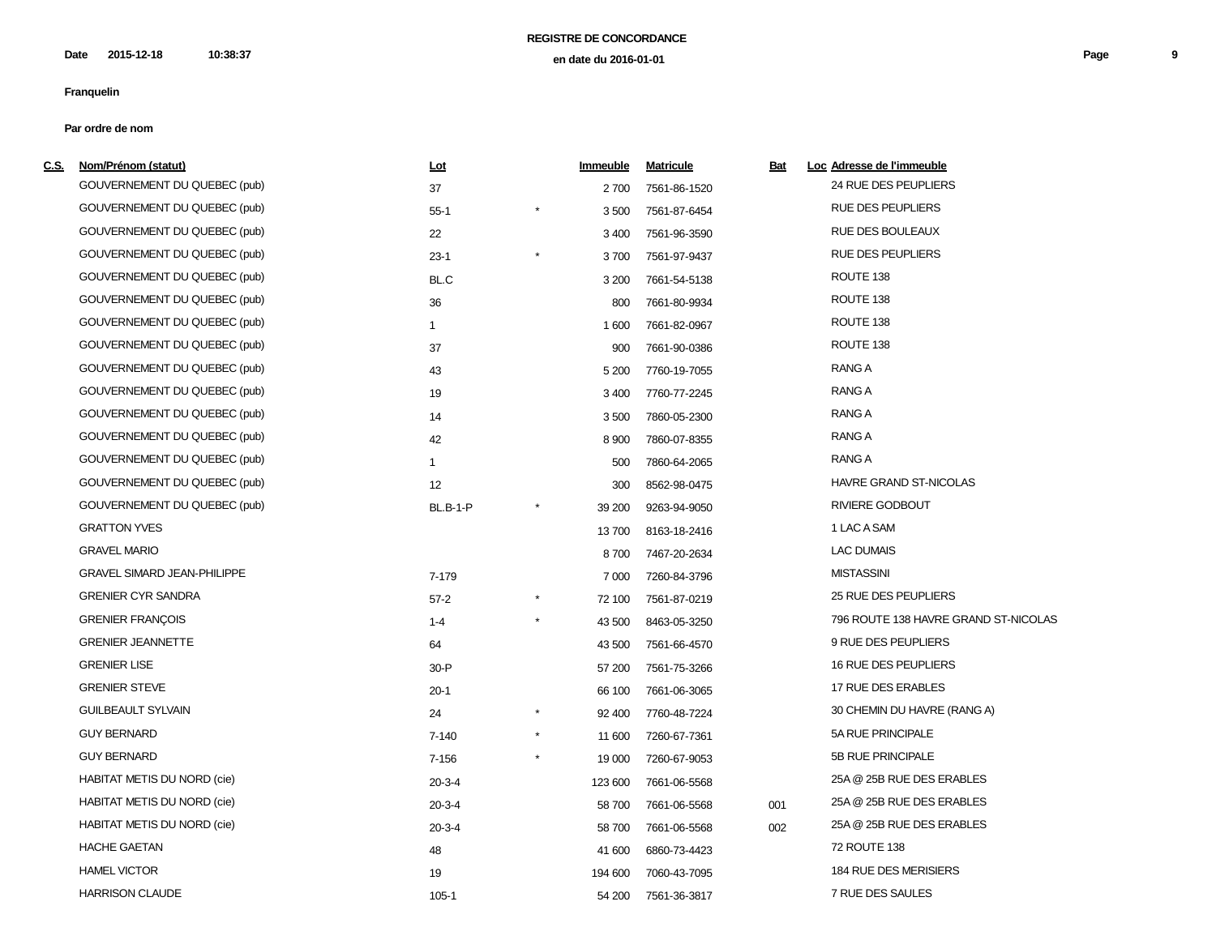**REGISTRE DE CONCORDANCE**

**en date du 2016-01-01**

**Date 2015-12-18 10:38:37**

**Franquelin**

**Par ordre de nom**

| C.S. | Nom/Prénom (statut) | Lot | | Immeuble | Matricule | Bat | Loc | Adresse de l'immeuble |
|---|---|---|---|---|---|---|---|---|
| | GOUVERNEMENT DU QUEBEC (pub) | 37 | | 2 700 | 7561-86-1520 | | | 24 RUE DES PEUPLIERS |
| | GOUVERNEMENT DU QUEBEC (pub) | 55-1 | * | 3 500 | 7561-87-6454 | | | RUE DES PEUPLIERS |
| | GOUVERNEMENT DU QUEBEC (pub) | 22 | | 3 400 | 7561-96-3590 | | | RUE DES BOULEAUX |
| | GOUVERNEMENT DU QUEBEC (pub) | 23-1 | * | 3 700 | 7561-97-9437 | | | RUE DES PEUPLIERS |
| | GOUVERNEMENT DU QUEBEC (pub) | BL.C | | 3 200 | 7661-54-5138 | | | ROUTE 138 |
| | GOUVERNEMENT DU QUEBEC (pub) | 36 | | 800 | 7661-80-9934 | | | ROUTE 138 |
| | GOUVERNEMENT DU QUEBEC (pub) | 1 | | 1 600 | 7661-82-0967 | | | ROUTE 138 |
| | GOUVERNEMENT DU QUEBEC (pub) | 37 | | 900 | 7661-90-0386 | | | ROUTE 138 |
| | GOUVERNEMENT DU QUEBEC (pub) | 43 | | 5 200 | 7760-19-7055 | | | RANG A |
| | GOUVERNEMENT DU QUEBEC (pub) | 19 | | 3 400 | 7760-77-2245 | | | RANG A |
| | GOUVERNEMENT DU QUEBEC (pub) | 14 | | 3 500 | 7860-05-2300 | | | RANG A |
| | GOUVERNEMENT DU QUEBEC (pub) | 42 | | 8 900 | 7860-07-8355 | | | RANG A |
| | GOUVERNEMENT DU QUEBEC (pub) | 1 | | 500 | 7860-64-2065 | | | RANG A |
| | GOUVERNEMENT DU QUEBEC (pub) | 12 | | 300 | 8562-98-0475 | | | HAVRE GRAND ST-NICOLAS |
| | GOUVERNEMENT DU QUEBEC (pub) | BL.B-1-P | * | 39 200 | 9263-94-9050 | | | RIVIERE GODBOUT |
| | GRATTON YVES | | | 13 700 | 8163-18-2416 | | | 1 LAC A SAM |
| | GRAVEL MARIO | | | 8 700 | 7467-20-2634 | | | LAC DUMAIS |
| | GRAVEL SIMARD JEAN-PHILIPPE | 7-179 | | 7 000 | 7260-84-3796 | | | MISTASSINI |
| | GRENIER CYR SANDRA | 57-2 | * | 72 100 | 7561-87-0219 | | | 25 RUE DES PEUPLIERS |
| | GRENIER FRANÇOIS | 1-4 | * | 43 500 | 8463-05-3250 | | | 796 ROUTE 138 HAVRE GRAND ST-NICOLAS |
| | GRENIER JEANNETTE | 64 | | 43 500 | 7561-66-4570 | | | 9 RUE DES PEUPLIERS |
| | GRENIER LISE | 30-P | | 57 200 | 7561-75-3266 | | | 16 RUE DES PEUPLIERS |
| | GRENIER STEVE | 20-1 | | 66 100 | 7661-06-3065 | | | 17 RUE DES ERABLES |
| | GUILBEAULT SYLVAIN | 24 | * | 92 400 | 7760-48-7224 | | | 30 CHEMIN DU HAVRE (RANG A) |
| | GUY BERNARD | 7-140 | * | 11 600 | 7260-67-7361 | | | 5A RUE PRINCIPALE |
| | GUY BERNARD | 7-156 | * | 19 000 | 7260-67-9053 | | | 5B RUE PRINCIPALE |
| | HABITAT METIS DU NORD (cie) | 20-3-4 | | 123 600 | 7661-06-5568 | | | 25A @ 25B RUE DES ERABLES |
| | HABITAT METIS DU NORD (cie) | 20-3-4 | | 58 700 | 7661-06-5568 | 001 | | 25A @ 25B RUE DES ERABLES |
| | HABITAT METIS DU NORD (cie) | 20-3-4 | | 58 700 | 7661-06-5568 | 002 | | 25A @ 25B RUE DES ERABLES |
| | HACHE GAETAN | 48 | | 41 600 | 6860-73-4423 | | | 72 ROUTE 138 |
| | HAMEL VICTOR | 19 | | 194 600 | 7060-43-7095 | | | 184 RUE DES MERISIERS |
| | HARRISON CLAUDE | 105-1 | | 54 200 | 7561-36-3817 | | | 7 RUE DES SAULES |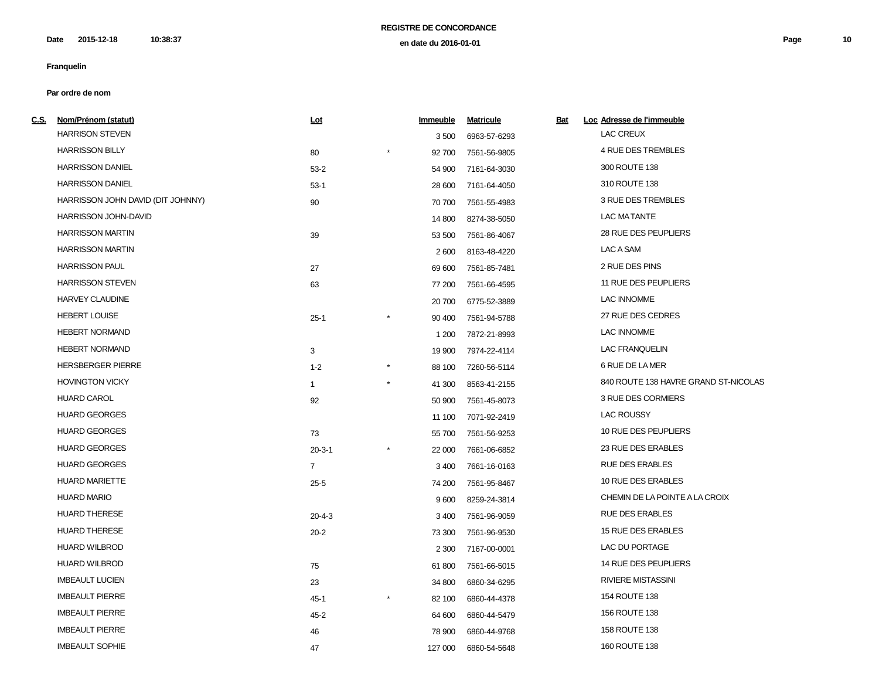**REGISTRE DE CONCORDANCE**

Date 2015-12-18 10:38:37 **en date du 2016-01-01**

**Franquelin**

**Par ordre de nom**

| C.S. | Nom/Prénom (statut) | Lot | | Immeuble | Matricule | Bat | Loc | Adresse de l'immeuble |
|---|---|---|---|---|---|---|---|---|
| | HARRISON STEVEN | | | 3 500 | 6963-57-6293 | | | LAC CREUX |
| | HARRISSON BILLY | 80 | * | 92 700 | 7561-56-9805 | | | 4 RUE DES TREMBLES |
| | HARRISSON DANIEL | 53-2 | | 54 900 | 7161-64-3030 | | | 300 ROUTE 138 |
| | HARRISSON DANIEL | 53-1 | | 28 600 | 7161-64-4050 | | | 310 ROUTE 138 |
| | HARRISSON JOHN DAVID (DIT JOHNNY) | 90 | | 70 700 | 7561-55-4983 | | | 3 RUE DES TREMBLES |
| | HARRISSON JOHN-DAVID | | | 14 800 | 8274-38-5050 | | | LAC MA TANTE |
| | HARRISSON MARTIN | 39 | | 53 500 | 7561-86-4067 | | | 28 RUE DES PEUPLIERS |
| | HARRISSON MARTIN | | | 2 600 | 8163-48-4220 | | | LAC A SAM |
| | HARRISSON PAUL | 27 | | 69 600 | 7561-85-7481 | | | 2 RUE DES PINS |
| | HARRISSON STEVEN | 63 | | 77 200 | 7561-66-4595 | | | 11 RUE DES PEUPLIERS |
| | HARVEY CLAUDINE | | | 20 700 | 6775-52-3889 | | | LAC INNOMME |
| | HEBERT LOUISE | 25-1 | * | 90 400 | 7561-94-5788 | | | 27 RUE DES CEDRES |
| | HEBERT NORMAND | | | 1 200 | 7872-21-8993 | | | LAC INNOMME |
| | HEBERT NORMAND | 3 | | 19 900 | 7974-22-4114 | | | LAC FRANQUELIN |
| | HERSBERGER PIERRE | 1-2 | * | 88 100 | 7260-56-5114 | | | 6 RUE DE LA MER |
| | HOVINGTON VICKY | 1 | * | 41 300 | 8563-41-2155 | | | 840 ROUTE 138 HAVRE GRAND ST-NICOLAS |
| | HUARD CAROL | 92 | | 50 900 | 7561-45-8073 | | | 3 RUE DES CORMIERS |
| | HUARD GEORGES | | | 11 100 | 7071-92-2419 | | | LAC ROUSSY |
| | HUARD GEORGES | 73 | | 55 700 | 7561-56-9253 | | | 10 RUE DES PEUPLIERS |
| | HUARD GEORGES | 20-3-1 | * | 22 000 | 7661-06-6852 | | | 23 RUE DES ERABLES |
| | HUARD GEORGES | 7 | | 3 400 | 7661-16-0163 | | | RUE DES ERABLES |
| | HUARD MARIETTE | 25-5 | | 74 200 | 7561-95-8467 | | | 10 RUE DES ERABLES |
| | HUARD MARIO | | | 9 600 | 8259-24-3814 | | | CHEMIN DE LA POINTE A LA CROIX |
| | HUARD THERESE | 20-4-3 | | 3 400 | 7561-96-9059 | | | RUE DES ERABLES |
| | HUARD THERESE | 20-2 | | 73 300 | 7561-96-9530 | | | 15 RUE DES ERABLES |
| | HUARD WILBROD | | | 2 300 | 7167-00-0001 | | | LAC DU PORTAGE |
| | HUARD WILBROD | 75 | | 61 800 | 7561-66-5015 | | | 14 RUE DES PEUPLIERS |
| | IMBEAULT LUCIEN | 23 | | 34 800 | 6860-34-6295 | | | RIVIERE MISTASSINI |
| | IMBEAULT PIERRE | 45-1 | * | 82 100 | 6860-44-4378 | | | 154 ROUTE 138 |
| | IMBEAULT PIERRE | 45-2 | | 64 600 | 6860-44-5479 | | | 156 ROUTE 138 |
| | IMBEAULT PIERRE | 46 | | 78 900 | 6860-44-9768 | | | 158 ROUTE 138 |
| | IMBEAULT SOPHIE | 47 | | 127 000 | 6860-54-5648 | | | 160 ROUTE 138 |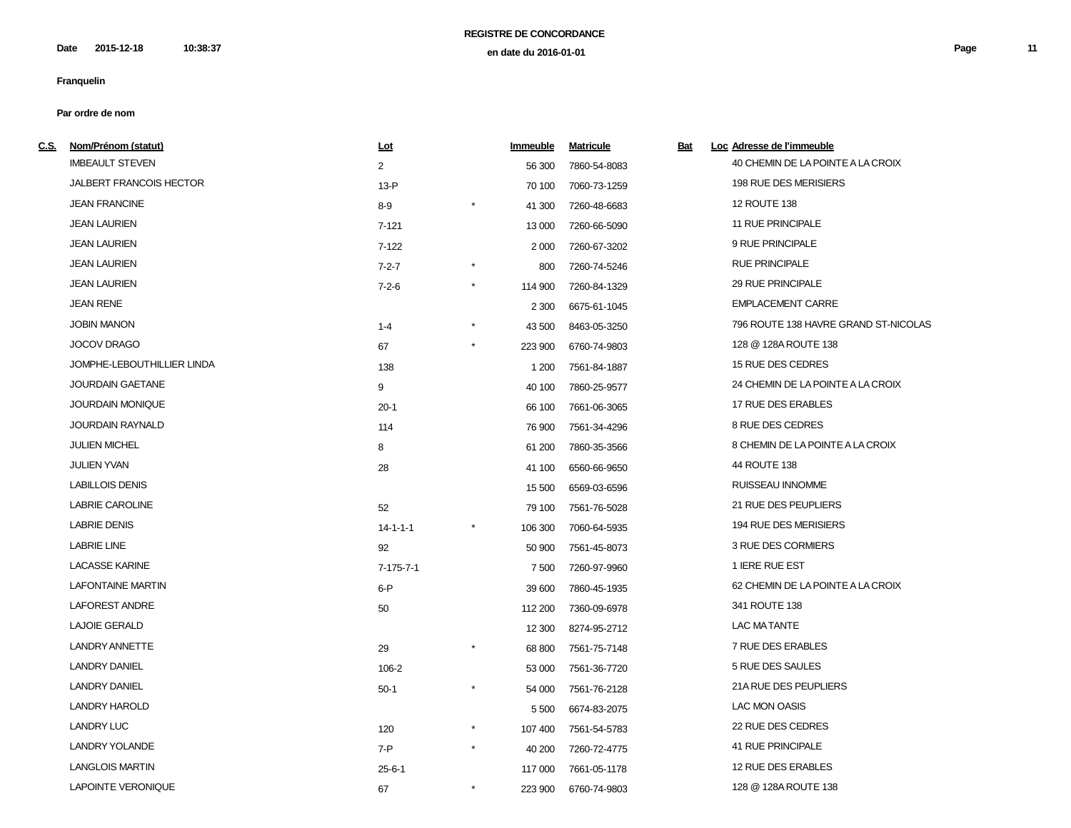**REGISTRE DE CONCORDANCE**

**en date du 2016-01-01**

**Date** **2015-12-18** **10:38:37**

**Franquelin**

**Par ordre de nom**

| C.S. | Nom/Prénom (statut) | Lot | | Immeuble | Matricule | Bat | Loc | Adresse de l'immeuble |
|---|---|---|---|---|---|---|---|---|
| | IMBEAULT STEVEN | 2 | | 56 300 | 7860-54-8083 | | | 40 CHEMIN DE LA POINTE A LA CROIX |
| | JALBERT FRANCOIS HECTOR | 13-P | | 70 100 | 7060-73-1259 | | | 198 RUE DES MERISIERS |
| | JEAN FRANCINE | 8-9 | * | 41 300 | 7260-48-6683 | | | 12 ROUTE 138 |
| | JEAN LAURIEN | 7-121 | | 13 000 | 7260-66-5090 | | | 11 RUE PRINCIPALE |
| | JEAN LAURIEN | 7-122 | | 2 000 | 7260-67-3202 | | | 9 RUE PRINCIPALE |
| | JEAN LAURIEN | 7-2-7 | * | 800 | 7260-74-5246 | | | RUE PRINCIPALE |
| | JEAN LAURIEN | 7-2-6 | * | 114 900 | 7260-84-1329 | | | 29 RUE PRINCIPALE |
| | JEAN RENE | | | 2 300 | 6675-61-1045 | | | EMPLACEMENT CARRE |
| | JOBIN MANON | 1-4 | * | 43 500 | 8463-05-3250 | | | 796 ROUTE 138 HAVRE GRAND ST-NICOLAS |
| | JOCOV DRAGO | 67 | * | 223 900 | 6760-74-9803 | | | 128 @ 128A ROUTE 138 |
| | JOMPHE-LEBOUTHILLIER LINDA | 138 | | 1 200 | 7561-84-1887 | | | 15 RUE DES CEDRES |
| | JOURDAIN GAETANE | 9 | | 40 100 | 7860-25-9577 | | | 24 CHEMIN DE LA POINTE A LA CROIX |
| | JOURDAIN MONIQUE | 20-1 | | 66 100 | 7661-06-3065 | | | 17 RUE DES ERABLES |
| | JOURDAIN RAYNALD | 114 | | 76 900 | 7561-34-4296 | | | 8 RUE DES CEDRES |
| | JULIEN MICHEL | 8 | | 61 200 | 7860-35-3566 | | | 8 CHEMIN DE LA POINTE A LA CROIX |
| | JULIEN YVAN | 28 | | 41 100 | 6560-66-9650 | | | 44 ROUTE 138 |
| | LABILLOIS DENIS | | | 15 500 | 6569-03-6596 | | | RUISSEAU INNOMME |
| | LABRIE CAROLINE | 52 | | 79 100 | 7561-76-5028 | | | 21 RUE DES PEUPLIERS |
| | LABRIE DENIS | 14-1-1-1 | * | 106 300 | 7060-64-5935 | | | 194 RUE DES MERISIERS |
| | LABRIE LINE | 92 | | 50 900 | 7561-45-8073 | | | 3 RUE DES CORMIERS |
| | LACASSE KARINE | 7-175-7-1 | | 7 500 | 7260-97-9960 | | | 1 IERE RUE EST |
| | LAFONTAINE MARTIN | 6-P | | 39 600 | 7860-45-1935 | | | 62 CHEMIN DE LA POINTE A LA CROIX |
| | LAFOREST ANDRE | 50 | | 112 200 | 7360-09-6978 | | | 341 ROUTE 138 |
| | LAJOIE GERALD | | | 12 300 | 8274-95-2712 | | | LAC MA TANTE |
| | LANDRY ANNETTE | 29 | * | 68 800 | 7561-75-7148 | | | 7 RUE DES ERABLES |
| | LANDRY DANIEL | 106-2 | | 53 000 | 7561-36-7720 | | | 5 RUE DES SAULES |
| | LANDRY DANIEL | 50-1 | * | 54 000 | 7561-76-2128 | | | 21A RUE DES PEUPLIERS |
| | LANDRY HAROLD | | | 5 500 | 6674-83-2075 | | | LAC MON OASIS |
| | LANDRY LUC | 120 | * | 107 400 | 7561-54-5783 | | | 22 RUE DES CEDRES |
| | LANDRY YOLANDE | 7-P | * | 40 200 | 7260-72-4775 | | | 41 RUE PRINCIPALE |
| | LANGLOIS MARTIN | 25-6-1 | | 117 000 | 7661-05-1178 | | | 12 RUE DES ERABLES |
| | LAPOINTE VERONIQUE | 67 | * | 223 900 | 6760-74-9803 | | | 128 @ 128A ROUTE 138 |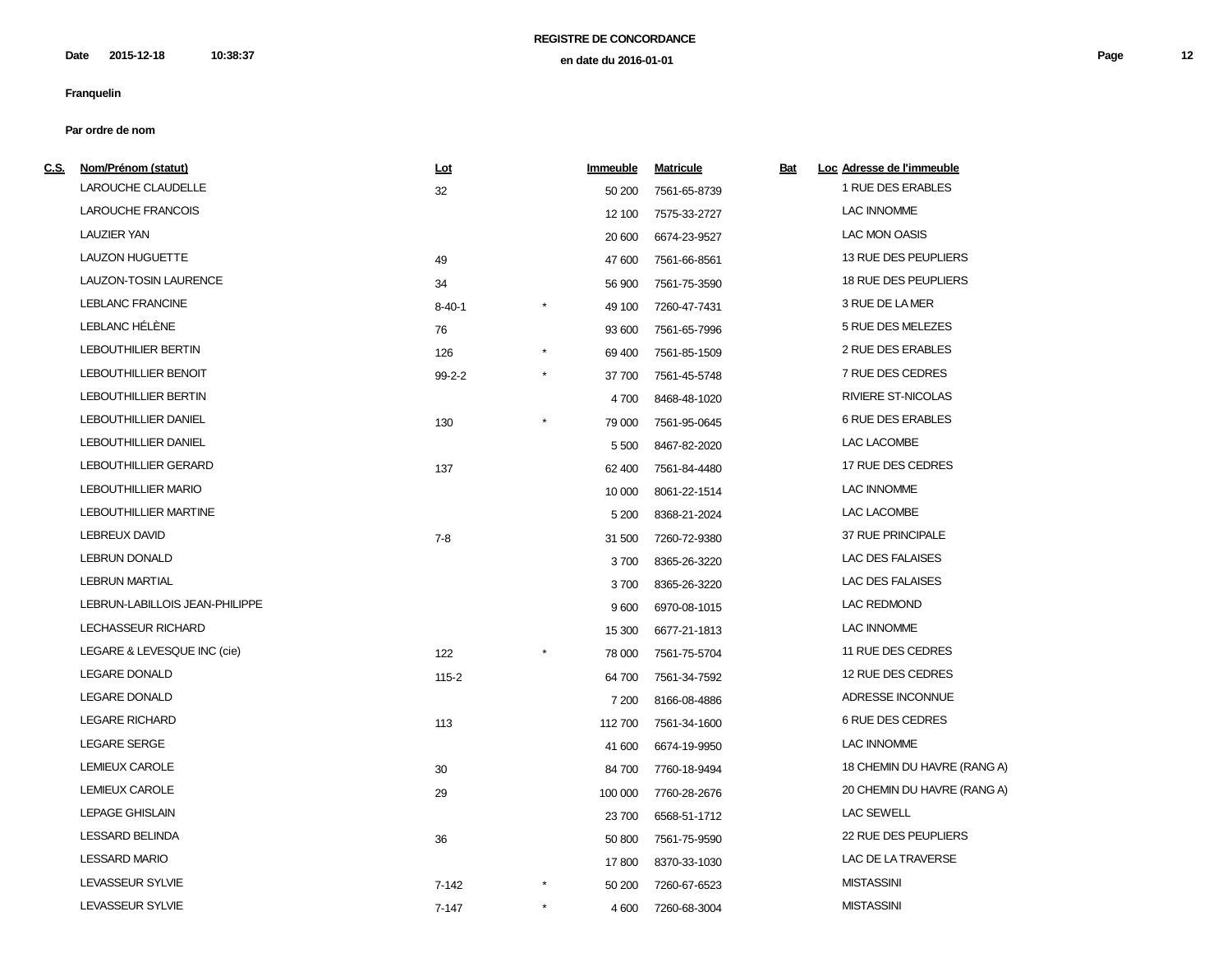**REGISTRE DE CONCORDANCE**

**en date du 2016-01-01**

**Date** 2015-12-18 10:38:37

**Franquelin**

**Par ordre de nom**

| C.S. | Nom/Prénom (statut) | Lot | | Immeuble | Matricule | Bat | Loc | Adresse de l'immeuble |
|---|---|---|---|---|---|---|---|---|
| | LAROUCHE CLAUDELLE | 32 | | 50 200 | 7561-65-8739 | | | 1 RUE DES ERABLES |
| | LAROUCHE FRANCOIS | | | 12 100 | 7575-33-2727 | | | LAC INNOMME |
| | LAUZIER YAN | | | 20 600 | 6674-23-9527 | | | LAC MON OASIS |
| | LAUZON HUGUETTE | 49 | | 47 600 | 7561-66-8561 | | | 13 RUE DES PEUPLIERS |
| | LAUZON-TOSIN LAURENCE | 34 | | 56 900 | 7561-75-3590 | | | 18 RUE DES PEUPLIERS |
| | LEBLANC FRANCINE | 8-40-1 | * | 49 100 | 7260-47-7431 | | | 3 RUE DE LA MER |
| | LEBLANC HÉLÈNE | 76 | | 93 600 | 7561-65-7996 | | | 5 RUE DES MELEZES |
| | LEBOUTHILIER BERTIN | 126 | * | 69 400 | 7561-85-1509 | | | 2 RUE DES ERABLES |
| | LEBOUTHILLIER BENOIT | 99-2-2 | * | 37 700 | 7561-45-5748 | | | 7 RUE DES CEDRES |
| | LEBOUTHILLIER BERTIN | | | 4 700 | 8468-48-1020 | | | RIVIERE ST-NICOLAS |
| | LEBOUTHILLIER DANIEL | 130 | * | 79 000 | 7561-95-0645 | | | 6 RUE DES ERABLES |
| | LEBOUTHILLIER DANIEL | | | 5 500 | 8467-82-2020 | | | LAC LACOMBE |
| | LEBOUTHILLIER GERARD | 137 | | 62 400 | 7561-84-4480 | | | 17 RUE DES CEDRES |
| | LEBOUTHILLIER MARIO | | | 10 000 | 8061-22-1514 | | | LAC INNOMME |
| | LEBOUTHILLIER MARTINE | | | 5 200 | 8368-21-2024 | | | LAC LACOMBE |
| | LEBREUX DAVID | 7-8 | | 31 500 | 7260-72-9380 | | | 37 RUE PRINCIPALE |
| | LEBRUN DONALD | | | 3 700 | 8365-26-3220 | | | LAC DES FALAISES |
| | LEBRUN MARTIAL | | | 3 700 | 8365-26-3220 | | | LAC DES FALAISES |
| | LEBRUN-LABILLOIS JEAN-PHILIPPE | | | 9 600 | 6970-08-1015 | | | LAC REDMOND |
| | LECHASSEUR RICHARD | | | 15 300 | 6677-21-1813 | | | LAC INNOMME |
| | LEGARE & LEVESQUE INC (cie) | 122 | * | 78 000 | 7561-75-5704 | | | 11 RUE DES CEDRES |
| | LEGARE DONALD | 115-2 | | 64 700 | 7561-34-7592 | | | 12 RUE DES CEDRES |
| | LEGARE DONALD | | | 7 200 | 8166-08-4886 | | | ADRESSE INCONNUE |
| | LEGARE RICHARD | 113 | | 112 700 | 7561-34-1600 | | | 6 RUE DES CEDRES |
| | LEGARE SERGE | | | 41 600 | 6674-19-9950 | | | LAC INNOMME |
| | LEMIEUX CAROLE | 30 | | 84 700 | 7760-18-9494 | | | 18 CHEMIN DU HAVRE (RANG A) |
| | LEMIEUX CAROLE | 29 | | 100 000 | 7760-28-2676 | | | 20 CHEMIN DU HAVRE (RANG A) |
| | LEPAGE GHISLAIN | | | 23 700 | 6568-51-1712 | | | LAC SEWELL |
| | LESSARD BELINDA | 36 | | 50 800 | 7561-75-9590 | | | 22 RUE DES PEUPLIERS |
| | LESSARD MARIO | | | 17 800 | 8370-33-1030 | | | LAC DE LA TRAVERSE |
| | LEVASSEUR SYLVIE | 7-142 | * | 50 200 | 7260-67-6523 | | | MISTASSINI |
| | LEVASSEUR SYLVIE | 7-147 | * | 4 600 | 7260-68-3004 | | | MISTASSINI |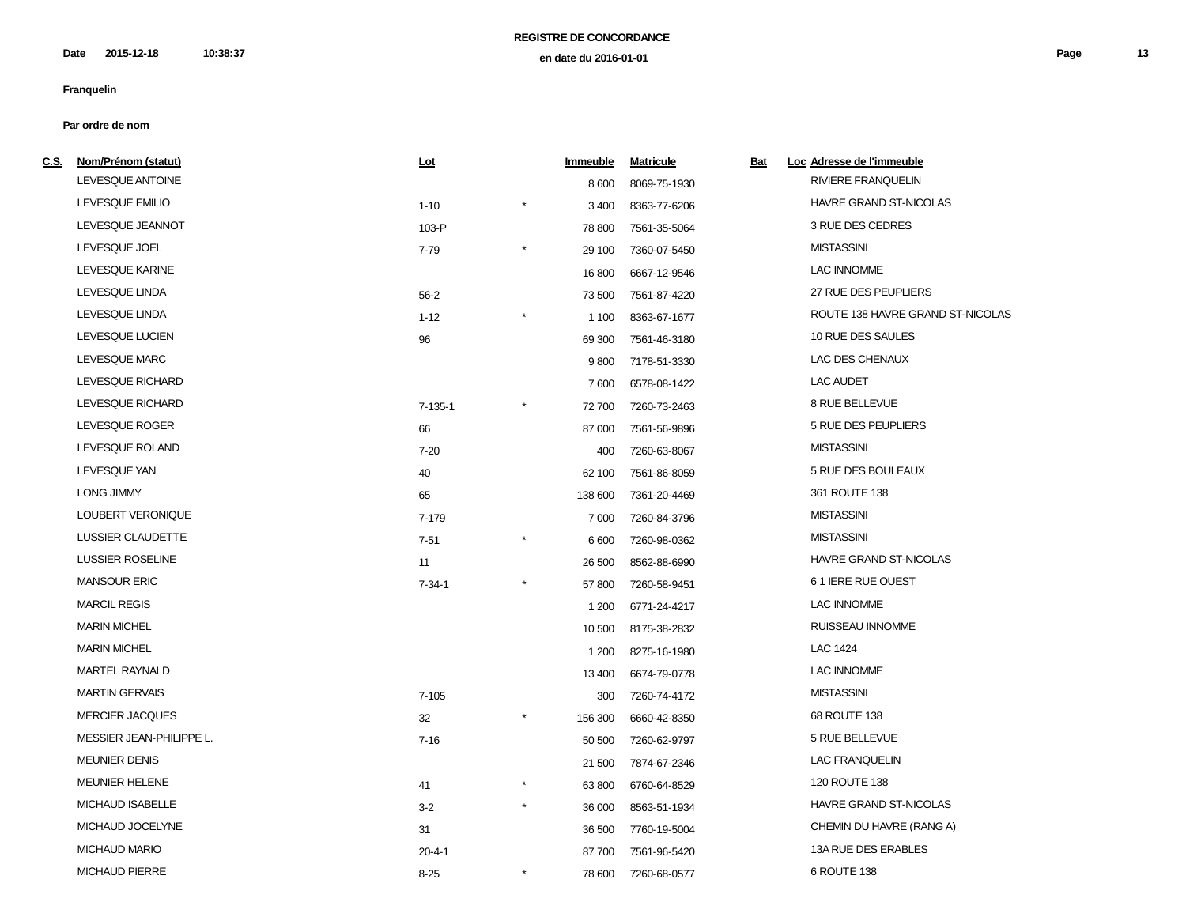**REGISTRE DE CONCORDANCE**

Date 2015-12-18 10:38:37 **en date du 2016-01-01**

**Franquelin**

**Par ordre de nom**

| C.S. | Nom/Prénom (statut) | Lot | | Immeuble | Matricule | Bat | Loc | Adresse de l'immeuble |
|---|---|---|---|---|---|---|---|---|
| | LEVESQUE ANTOINE | | | 8 600 | 8069-75-1930 | | | RIVIERE FRANQUELIN |
| | LEVESQUE EMILIO | 1-10 | * | 3 400 | 8363-77-6206 | | | HAVRE GRAND ST-NICOLAS |
| | LEVESQUE JEANNOT | 103-P | | 78 800 | 7561-35-5064 | | | 3 RUE DES CEDRES |
| | LEVESQUE JOEL | 7-79 | * | 29 100 | 7360-07-5450 | | | MISTASSINI |
| | LEVESQUE KARINE | | | 16 800 | 6667-12-9546 | | | LAC INNOMME |
| | LEVESQUE LINDA | 56-2 | | 73 500 | 7561-87-4220 | | | 27 RUE DES PEUPLIERS |
| | LEVESQUE LINDA | 1-12 | * | 1 100 | 8363-67-1677 | | | ROUTE 138 HAVRE GRAND ST-NICOLAS |
| | LEVESQUE LUCIEN | 96 | | 69 300 | 7561-46-3180 | | | 10 RUE DES SAULES |
| | LEVESQUE MARC | | | 9 800 | 7178-51-3330 | | | LAC DES CHENAUX |
| | LEVESQUE RICHARD | | | 7 600 | 6578-08-1422 | | | LAC AUDET |
| | LEVESQUE RICHARD | 7-135-1 | * | 72 700 | 7260-73-2463 | | | 8 RUE BELLEVUE |
| | LEVESQUE ROGER | 66 | | 87 000 | 7561-56-9896 | | | 5 RUE DES PEUPLIERS |
| | LEVESQUE ROLAND | 7-20 | | 400 | 7260-63-8067 | | | MISTASSINI |
| | LEVESQUE YAN | 40 | | 62 100 | 7561-86-8059 | | | 5 RUE DES BOULEAUX |
| | LONG JIMMY | 65 | | 138 600 | 7361-20-4469 | | | 361 ROUTE 138 |
| | LOUBERT VERONIQUE | 7-179 | | 7 000 | 7260-84-3796 | | | MISTASSINI |
| | LUSSIER CLAUDETTE | 7-51 | * | 6 600 | 7260-98-0362 | | | MISTASSINI |
| | LUSSIER ROSELINE | 11 | | 26 500 | 8562-88-6990 | | | HAVRE GRAND ST-NICOLAS |
| | MANSOUR ERIC | 7-34-1 | * | 57 800 | 7260-58-9451 | | | 6 1 IERE RUE OUEST |
| | MARCIL REGIS | | | 1 200 | 6771-24-4217 | | | LAC INNOMME |
| | MARIN MICHEL | | | 10 500 | 8175-38-2832 | | | RUISSEAU INNOMME |
| | MARIN MICHEL | | | 1 200 | 8275-16-1980 | | | LAC 1424 |
| | MARTEL RAYNALD | | | 13 400 | 6674-79-0778 | | | LAC INNOMME |
| | MARTIN GERVAIS | 7-105 | | 300 | 7260-74-4172 | | | MISTASSINI |
| | MERCIER JACQUES | 32 | * | 156 300 | 6660-42-8350 | | | 68 ROUTE 138 |
| | MESSIER JEAN-PHILIPPE L. | 7-16 | | 50 500 | 7260-62-9797 | | | 5 RUE BELLEVUE |
| | MEUNIER DENIS | | | 21 500 | 7874-67-2346 | | | LAC FRANQUELIN |
| | MEUNIER HELENE | 41 | * | 63 800 | 6760-64-8529 | | | 120 ROUTE 138 |
| | MICHAUD ISABELLE | 3-2 | * | 36 000 | 8563-51-1934 | | | HAVRE GRAND ST-NICOLAS |
| | MICHAUD JOCELYNE | 31 | | 36 500 | 7760-19-5004 | | | CHEMIN DU HAVRE (RANG A) |
| | MICHAUD MARIO | 20-4-1 | | 87 700 | 7561-96-5420 | | | 13A RUE DES ERABLES |
| | MICHAUD PIERRE | 8-25 | * | 78 600 | 7260-68-0577 | | | 6 ROUTE 138 |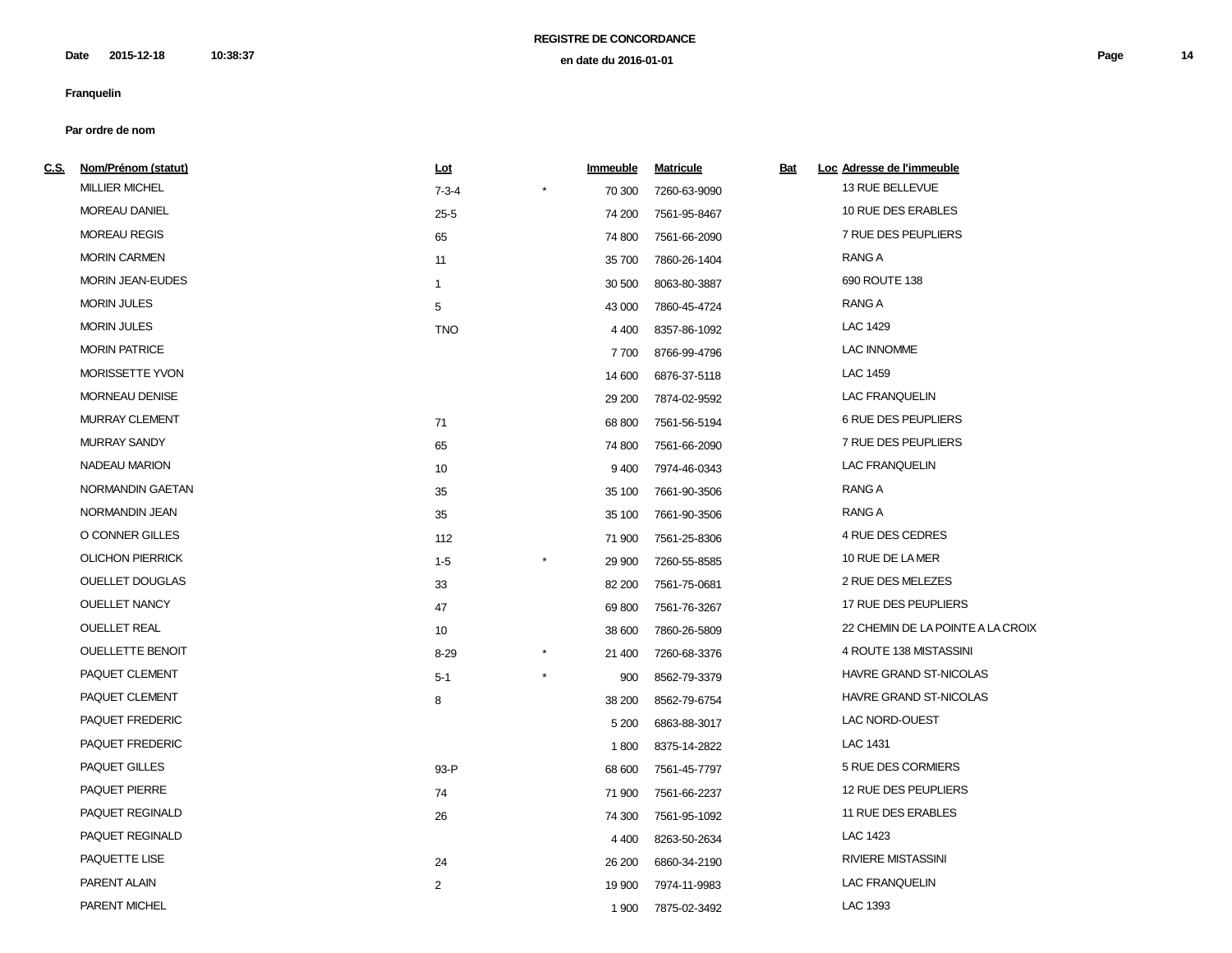**REGISTRE DE CONCORDANCE**

**en date du 2016-01-01**

**Date 2015-12-18 10:38:37**

**Franquelin**

**Par ordre de nom**

| C.S. | Nom/Prénom (statut) | Lot | | Immeuble | Matricule | Bat | Loc | Adresse de l'immeuble |
|---|---|---|---|---|---|---|---|---|
| | MILLIER MICHEL | 7-3-4 | * | 70 300 | 7260-63-9090 | | | 13 RUE BELLEVUE |
| | MOREAU DANIEL | 25-5 | | 74 200 | 7561-95-8467 | | | 10 RUE DES ERABLES |
| | MOREAU REGIS | 65 | | 74 800 | 7561-66-2090 | | | 7 RUE DES PEUPLIERS |
| | MORIN CARMEN | 11 | | 35 700 | 7860-26-1404 | | | RANG A |
| | MORIN JEAN-EUDES | 1 | | 30 500 | 8063-80-3887 | | | 690 ROUTE 138 |
| | MORIN JULES | 5 | | 43 000 | 7860-45-4724 | | | RANG A |
| | MORIN JULES | TNO | | 4 400 | 8357-86-1092 | | | LAC 1429 |
| | MORIN PATRICE | | | 7 700 | 8766-99-4796 | | | LAC INNOMME |
| | MORISSETTE YVON | | | 14 600 | 6876-37-5118 | | | LAC 1459 |
| | MORNEAU DENISE | | | 29 200 | 7874-02-9592 | | | LAC FRANQUELIN |
| | MURRAY CLEMENT | 71 | | 68 800 | 7561-56-5194 | | | 6 RUE DES PEUPLIERS |
| | MURRAY SANDY | 65 | | 74 800 | 7561-66-2090 | | | 7 RUE DES PEUPLIERS |
| | NADEAU MARION | 10 | | 9 400 | 7974-46-0343 | | | LAC FRANQUELIN |
| | NORMANDIN GAETAN | 35 | | 35 100 | 7661-90-3506 | | | RANG A |
| | NORMANDIN JEAN | 35 | | 35 100 | 7661-90-3506 | | | RANG A |
| | O CONNER GILLES | 112 | | 71 900 | 7561-25-8306 | | | 4 RUE DES CEDRES |
| | OLICHON PIERRICK | 1-5 | * | 29 900 | 7260-55-8585 | | | 10 RUE DE LA MER |
| | OUELLET DOUGLAS | 33 | | 82 200 | 7561-75-0681 | | | 2 RUE DES MELEZES |
| | OUELLET NANCY | 47 | | 69 800 | 7561-76-3267 | | | 17 RUE DES PEUPLIERS |
| | OUELLET REAL | 10 | | 38 600 | 7860-26-5809 | | | 22 CHEMIN DE LA POINTE A LA CROIX |
| | OUELLETTE BENOIT | 8-29 | * | 21 400 | 7260-68-3376 | | | 4 ROUTE 138 MISTASSINI |
| | PAQUET CLEMENT | 5-1 | * | 900 | 8562-79-3379 | | | HAVRE GRAND ST-NICOLAS |
| | PAQUET CLEMENT | 8 | | 38 200 | 8562-79-6754 | | | HAVRE GRAND ST-NICOLAS |
| | PAQUET FREDERIC | | | 5 200 | 6863-88-3017 | | | LAC NORD-OUEST |
| | PAQUET FREDERIC | | | 1 800 | 8375-14-2822 | | | LAC 1431 |
| | PAQUET GILLES | 93-P | | 68 600 | 7561-45-7797 | | | 5 RUE DES CORMIERS |
| | PAQUET PIERRE | 74 | | 71 900 | 7561-66-2237 | | | 12 RUE DES PEUPLIERS |
| | PAQUET REGINALD | 26 | | 74 300 | 7561-95-1092 | | | 11 RUE DES ERABLES |
| | PAQUET REGINALD | | | 4 400 | 8263-50-2634 | | | LAC 1423 |
| | PAQUETTE LISE | 24 | | 26 200 | 6860-34-2190 | | | RIVIERE MISTASSINI |
| | PARENT ALAIN | 2 | | 19 900 | 7974-11-9983 | | | LAC FRANQUELIN |
| | PARENT MICHEL | | | 1 900 | 7875-02-3492 | | | LAC 1393 |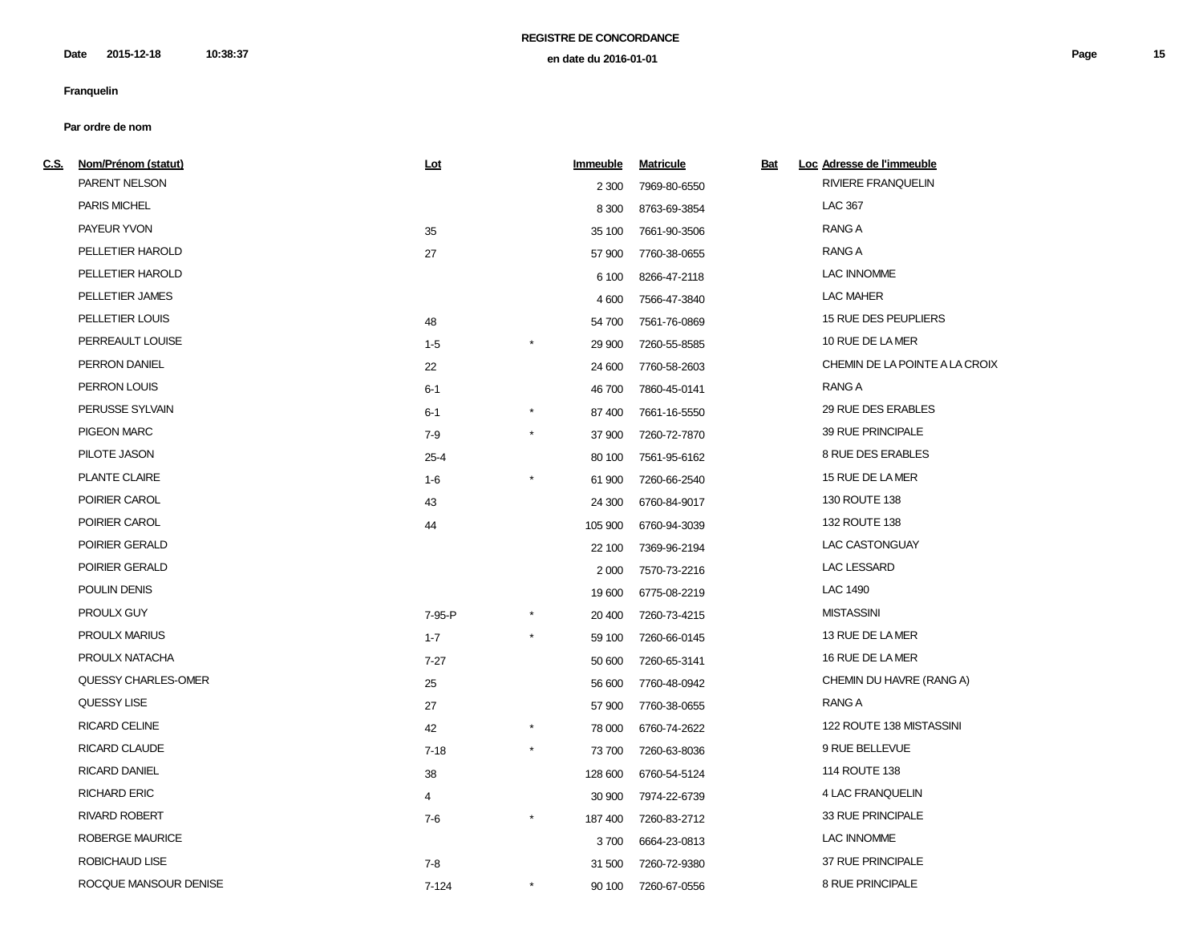# REGISTRE DE CONCORDANCE

en date du 2016-01-01

Date 2015-12-18 10:38:37

**Franquelin**

**Par ordre de nom**

| C.S. | Nom/Prénom (statut) | Lot | | Immeuble | Matricule | Bat | Loc | Adresse de l'immeuble |
|---|---|---|---|---|---|---|---|---|
| | PARENT NELSON | | | 2 300 | 7969-80-6550 | | | RIVIERE FRANQUELIN |
| | PARIS MICHEL | | | 8 300 | 8763-69-3854 | | | LAC 367 |
| | PAYEUR YVON | 35 | | 35 100 | 7661-90-3506 | | | RANG A |
| | PELLETIER HAROLD | 27 | | 57 900 | 7760-38-0655 | | | RANG A |
| | PELLETIER HAROLD | | | 6 100 | 8266-47-2118 | | | LAC INNOMME |
| | PELLETIER JAMES | | | 4 600 | 7566-47-3840 | | | LAC MAHER |
| | PELLETIER LOUIS | 48 | | 54 700 | 7561-76-0869 | | | 15 RUE DES PEUPLIERS |
| | PERREAULT LOUISE | 1-5 | * | 29 900 | 7260-55-8585 | | | 10 RUE DE LA MER |
| | PERRON DANIEL | 22 | | 24 600 | 7760-58-2603 | | | CHEMIN DE LA POINTE A LA CROIX |
| | PERRON LOUIS | 6-1 | | 46 700 | 7860-45-0141 | | | RANG A |
| | PERUSSE SYLVAIN | 6-1 | * | 87 400 | 7661-16-5550 | | | 29 RUE DES ERABLES |
| | PIGEON MARC | 7-9 | * | 37 900 | 7260-72-7870 | | | 39 RUE PRINCIPALE |
| | PILOTE JASON | 25-4 | | 80 100 | 7561-95-6162 | | | 8 RUE DES ERABLES |
| | PLANTE CLAIRE | 1-6 | * | 61 900 | 7260-66-2540 | | | 15 RUE DE LA MER |
| | POIRIER CAROL | 43 | | 24 300 | 6760-84-9017 | | | 130 ROUTE 138 |
| | POIRIER CAROL | 44 | | 105 900 | 6760-94-3039 | | | 132 ROUTE 138 |
| | POIRIER GERALD | | | 22 100 | 7369-96-2194 | | | LAC CASTONGUAY |
| | POIRIER GERALD | | | 2 000 | 7570-73-2216 | | | LAC LESSARD |
| | POULIN DENIS | | | 19 600 | 6775-08-2219 | | | LAC 1490 |
| | PROULX GUY | 7-95-P | * | 20 400 | 7260-73-4215 | | | MISTASSINI |
| | PROULX MARIUS | 1-7 | * | 59 100 | 7260-66-0145 | | | 13 RUE DE LA MER |
| | PROULX NATACHA | 7-27 | | 50 600 | 7260-65-3141 | | | 16 RUE DE LA MER |
| | QUESSY CHARLES-OMER | 25 | | 56 600 | 7760-48-0942 | | | CHEMIN DU HAVRE (RANG A) |
| | QUESSY LISE | 27 | | 57 900 | 7760-38-0655 | | | RANG A |
| | RICARD CELINE | 42 | * | 78 000 | 6760-74-2622 | | | 122 ROUTE 138 MISTASSINI |
| | RICARD CLAUDE | 7-18 | * | 73 700 | 7260-63-8036 | | | 9 RUE BELLEVUE |
| | RICARD DANIEL | 38 | | 128 600 | 6760-54-5124 | | | 114 ROUTE 138 |
| | RICHARD ERIC | 4 | | 30 900 | 7974-22-6739 | | | 4 LAC FRANQUELIN |
| | RIVARD ROBERT | 7-6 | * | 187 400 | 7260-83-2712 | | | 33 RUE PRINCIPALE |
| | ROBERGE MAURICE | | | 3 700 | 6664-23-0813 | | | LAC INNOMME |
| | ROBICHAUD LISE | 7-8 | | 31 500 | 7260-72-9380 | | | 37 RUE PRINCIPALE |
| | ROCQUE MANSOUR DENISE | 7-124 | * | 90 100 | 7260-67-0556 | | | 8 RUE PRINCIPALE |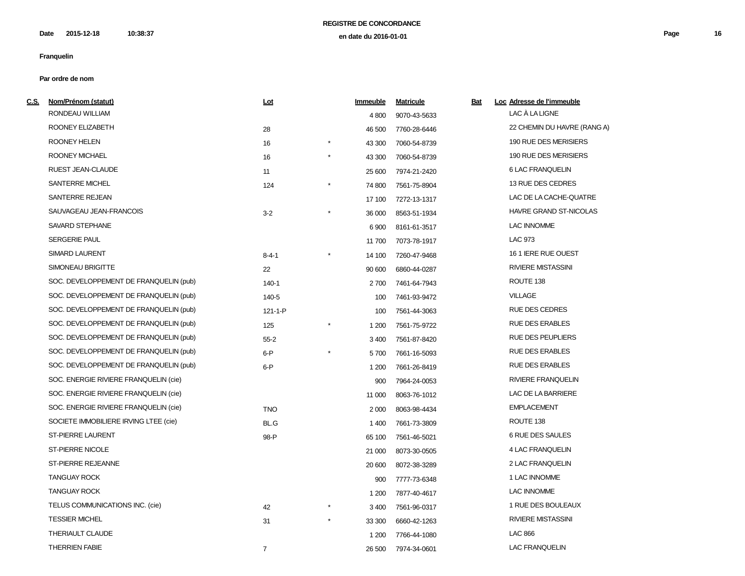**REGISTRE DE CONCORDANCE**

Date 2015-12-18 10:38:37

**en date du 2016-01-01**

**Franquelin**

**Par ordre de nom**

| C.S. | Nom/Prénom (statut) | Lot | | Immeuble | Matricule | Bat | Loc | Adresse de l'immeuble |
|---|---|---|---|---|---|---|---|---|
| | RONDEAU WILLIAM | | | 4 800 | 9070-43-5633 | | | LAC À LA LIGNE |
| | ROONEY ELIZABETH | 28 | | 46 500 | 7760-28-6446 | | | 22 CHEMIN DU HAVRE (RANG A) |
| | ROONEY HELEN | 16 | * | 43 300 | 7060-54-8739 | | | 190 RUE DES MERISIERS |
| | ROONEY MICHAEL | 16 | * | 43 300 | 7060-54-8739 | | | 190 RUE DES MERISIERS |
| | RUEST JEAN-CLAUDE | 11 | | 25 600 | 7974-21-2420 | | | 6 LAC FRANQUELIN |
| | SANTERRE MICHEL | 124 | * | 74 800 | 7561-75-8904 | | | 13 RUE DES CEDRES |
| | SANTERRE REJEAN | | | 17 100 | 7272-13-1317 | | | LAC DE LA CACHE-QUATRE |
| | SAUVAGEAU JEAN-FRANCOIS | 3-2 | * | 36 000 | 8563-51-1934 | | | HAVRE GRAND ST-NICOLAS |
| | SAVARD STEPHANE | | | 6 900 | 8161-61-3517 | | | LAC INNOMME |
| | SERGERIE PAUL | | | 11 700 | 7073-78-1917 | | | LAC 973 |
| | SIMARD LAURENT | 8-4-1 | * | 14 100 | 7260-47-9468 | | | 16 1 IERE RUE OUEST |
| | SIMONEAU BRIGITTE | 22 | | 90 600 | 6860-44-0287 | | | RIVIERE MISTASSINI |
| | SOC. DEVELOPPEMENT DE FRANQUELIN (pub) | 140-1 | | 2 700 | 7461-64-7943 | | | ROUTE 138 |
| | SOC. DEVELOPPEMENT DE FRANQUELIN (pub) | 140-5 | | 100 | 7461-93-9472 | | | VILLAGE |
| | SOC. DEVELOPPEMENT DE FRANQUELIN (pub) | 121-1-P | | 100 | 7561-44-3063 | | | RUE DES CEDRES |
| | SOC. DEVELOPPEMENT DE FRANQUELIN (pub) | 125 | * | 1 200 | 7561-75-9722 | | | RUE DES ERABLES |
| | SOC. DEVELOPPEMENT DE FRANQUELIN (pub) | 55-2 | | 3 400 | 7561-87-8420 | | | RUE DES PEUPLIERS |
| | SOC. DEVELOPPEMENT DE FRANQUELIN (pub) | 6-P | * | 5 700 | 7661-16-5093 | | | RUE DES ERABLES |
| | SOC. DEVELOPPEMENT DE FRANQUELIN (pub) | 6-P | | 1 200 | 7661-26-8419 | | | RUE DES ERABLES |
| | SOC. ENERGIE RIVIERE FRANQUELIN (cie) | | | 900 | 7964-24-0053 | | | RIVIERE FRANQUELIN |
| | SOC. ENERGIE RIVIERE FRANQUELIN (cie) | | | 11 000 | 8063-76-1012 | | | LAC DE LA BARRIERE |
| | SOC. ENERGIE RIVIERE FRANQUELIN (cie) | TNO | | 2 000 | 8063-98-4434 | | | EMPLACEMENT |
| | SOCIETE IMMOBILIERE IRVING LTEE (cie) | BL.G | | 1 400 | 7661-73-3809 | | | ROUTE 138 |
| | ST-PIERRE LAURENT | 98-P | | 65 100 | 7561-46-5021 | | | 6 RUE DES SAULES |
| | ST-PIERRE NICOLE | | | 21 000 | 8073-30-0505 | | | 4 LAC FRANQUELIN |
| | ST-PIERRE REJEANNE | | | 20 600 | 8072-38-3289 | | | 2 LAC FRANQUELIN |
| | TANGUAY ROCK | | | 900 | 7777-73-6348 | | | 1 LAC INNOMME |
| | TANGUAY ROCK | | | 1 200 | 7877-40-4617 | | | LAC INNOMME |
| | TELUS COMMUNICATIONS INC. (cie) | 42 | * | 3 400 | 7561-96-0317 | | | 1 RUE DES BOULEAUX |
| | TESSIER MICHEL | 31 | * | 33 300 | 6660-42-1263 | | | RIVIERE MISTASSINI |
| | THERIAULT CLAUDE | | | 1 200 | 7766-44-1080 | | | LAC 866 |
| | THERRIEN FABIE | 7 | | 26 500 | 7974-34-0601 | | | LAC FRANQUELIN |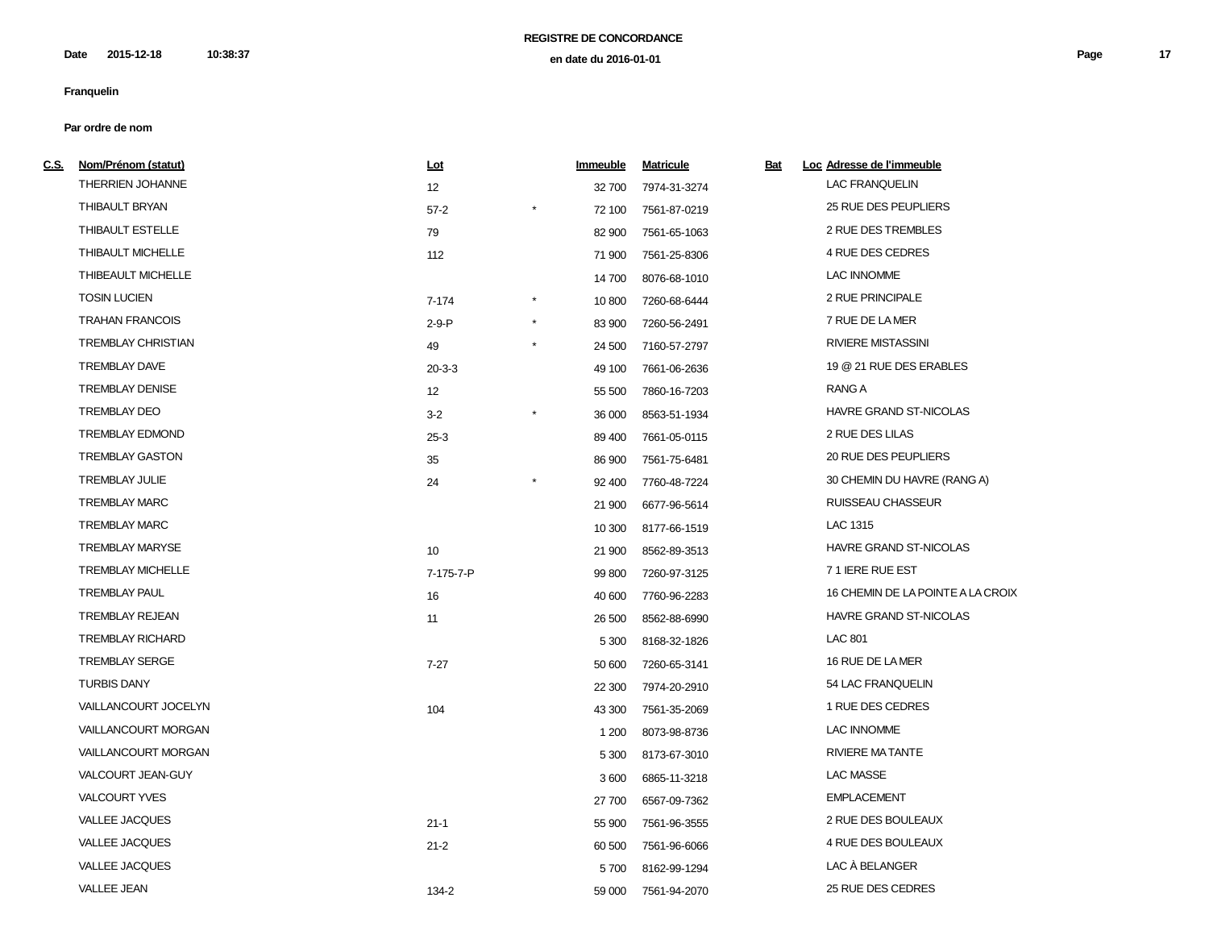**REGISTRE DE CONCORDANCE**

**en date du 2016-01-01**

**Date 2015-12-18 10:38:37**

**Franquelin**

**Par ordre de nom**

| C.S. | Nom/Prénom (statut) | Lot | | Immeuble | Matricule | Bat | Loc | Adresse de l'immeuble |
|---|---|---|---|---|---|---|---|---|
| | THERRIEN JOHANNE | 12 | | 32 700 | 7974-31-3274 | | | LAC FRANQUELIN |
| | THIBAULT BRYAN | 57-2 | * | 72 100 | 7561-87-0219 | | | 25 RUE DES PEUPLIERS |
| | THIBAULT ESTELLE | 79 | | 82 900 | 7561-65-1063 | | | 2 RUE DES TREMBLES |
| | THIBAULT MICHELLE | 112 | | 71 900 | 7561-25-8306 | | | 4 RUE DES CEDRES |
| | THIBEAULT MICHELLE | | | 14 700 | 8076-68-1010 | | | LAC INNOMME |
| | TOSIN LUCIEN | 7-174 | * | 10 800 | 7260-68-6444 | | | 2 RUE PRINCIPALE |
| | TRAHAN FRANCOIS | 2-9-P | * | 83 900 | 7260-56-2491 | | | 7 RUE DE LA MER |
| | TREMBLAY CHRISTIAN | 49 | * | 24 500 | 7160-57-2797 | | | RIVIERE MISTASSINI |
| | TREMBLAY DAVE | 20-3-3 | | 49 100 | 7661-06-2636 | | | 19 @ 21 RUE DES ERABLES |
| | TREMBLAY DENISE | 12 | | 55 500 | 7860-16-7203 | | | RANG A |
| | TREMBLAY DEO | 3-2 | * | 36 000 | 8563-51-1934 | | | HAVRE GRAND ST-NICOLAS |
| | TREMBLAY EDMOND | 25-3 | | 89 400 | 7661-05-0115 | | | 2 RUE DES LILAS |
| | TREMBLAY GASTON | 35 | | 86 900 | 7561-75-6481 | | | 20 RUE DES PEUPLIERS |
| | TREMBLAY JULIE | 24 | * | 92 400 | 7760-48-7224 | | | 30 CHEMIN DU HAVRE (RANG A) |
| | TREMBLAY MARC | | | 21 900 | 6677-96-5614 | | | RUISSEAU CHASSEUR |
| | TREMBLAY MARC | | | 10 300 | 8177-66-1519 | | | LAC 1315 |
| | TREMBLAY MARYSE | 10 | | 21 900 | 8562-89-3513 | | | HAVRE GRAND ST-NICOLAS |
| | TREMBLAY MICHELLE | 7-175-7-P | | 99 800 | 7260-97-3125 | | | 7 1 IERE RUE EST |
| | TREMBLAY PAUL | 16 | | 40 600 | 7760-96-2283 | | | 16 CHEMIN DE LA POINTE A LA CROIX |
| | TREMBLAY REJEAN | 11 | | 26 500 | 8562-88-6990 | | | HAVRE GRAND ST-NICOLAS |
| | TREMBLAY RICHARD | | | 5 300 | 8168-32-1826 | | | LAC 801 |
| | TREMBLAY SERGE | 7-27 | | 50 600 | 7260-65-3141 | | | 16 RUE DE LA MER |
| | TURBIS DANY | | | 22 300 | 7974-20-2910 | | | 54 LAC FRANQUELIN |
| | VAILLANCOURT JOCELYN | 104 | | 43 300 | 7561-35-2069 | | | 1 RUE DES CEDRES |
| | VAILLANCOURT MORGAN | | | 1 200 | 8073-98-8736 | | | LAC INNOMME |
| | VAILLANCOURT MORGAN | | | 5 300 | 8173-67-3010 | | | RIVIERE MA TANTE |
| | VALCOURT JEAN-GUY | | | 3 600 | 6865-11-3218 | | | LAC MASSE |
| | VALCOURT YVES | | | 27 700 | 6567-09-7362 | | | EMPLACEMENT |
| | VALLEE JACQUES | 21-1 | | 55 900 | 7561-96-3555 | | | 2 RUE DES BOULEAUX |
| | VALLEE JACQUES | 21-2 | | 60 500 | 7561-96-6066 | | | 4 RUE DES BOULEAUX |
| | VALLEE JACQUES | | | 5 700 | 8162-99-1294 | | | LAC À BELANGER |
| | VALLEE JEAN | 134-2 | | 59 000 | 7561-94-2070 | | | 25 RUE DES CEDRES |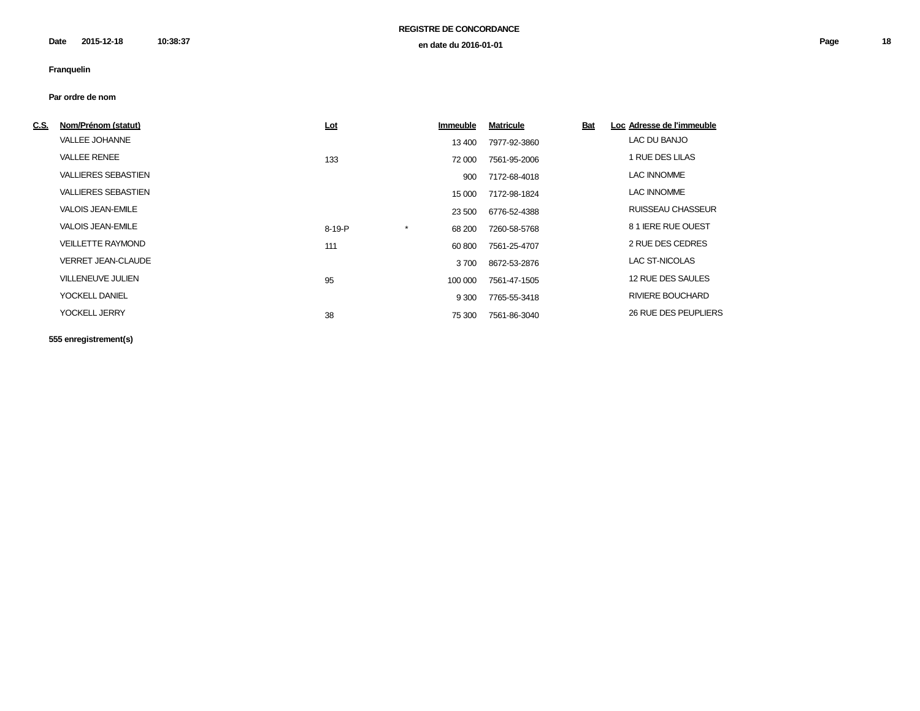**REGISTRE DE CONCORDANCE**

**en date du 2016-01-01**

**Date** **2015-12-18** **10:38:37**

**Franquelin**

**Par ordre de nom**

| C.S. | Nom/Prénom (statut) | Lot | | Immeuble | Matricule | Bat | Loc | Adresse de l'immeuble |
|---|---|---|---|---|---|---|---|---|
| | VALLEE JOHANNE | | | 13 400 | 7977-92-3860 | | | LAC DU BANJO |
| | VALLEE RENEE | 133 | | 72 000 | 7561-95-2006 | | | 1 RUE DES LILAS |
| | VALLIERES SEBASTIEN | | | 900 | 7172-68-4018 | | | LAC INNOMME |
| | VALLIERES SEBASTIEN | | | 15 000 | 7172-98-1824 | | | LAC INNOMME |
| | VALOIS JEAN-EMILE | | | 23 500 | 6776-52-4388 | | | RUISSEAU CHASSEUR |
| | VALOIS JEAN-EMILE | 8-19-P | * | 68 200 | 7260-58-5768 | | | 8 1 IERE RUE OUEST |
| | VEILLETTE RAYMOND | 111 | | 60 800 | 7561-25-4707 | | | 2 RUE DES CEDRES |
| | VERRET JEAN-CLAUDE | | | 3 700 | 8672-53-2876 | | | LAC ST-NICOLAS |
| | VILLENEUVE JULIEN | 95 | | 100 000 | 7561-47-1505 | | | 12 RUE DES SAULES |
| | YOCKELL DANIEL | | | 9 300 | 7765-55-3418 | | | RIVIERE BOUCHARD |
| | YOCKELL JERRY | 38 | | 75 300 | 7561-86-3040 | | | 26 RUE DES PEUPLIERS |

**555 enregistrement(s)**